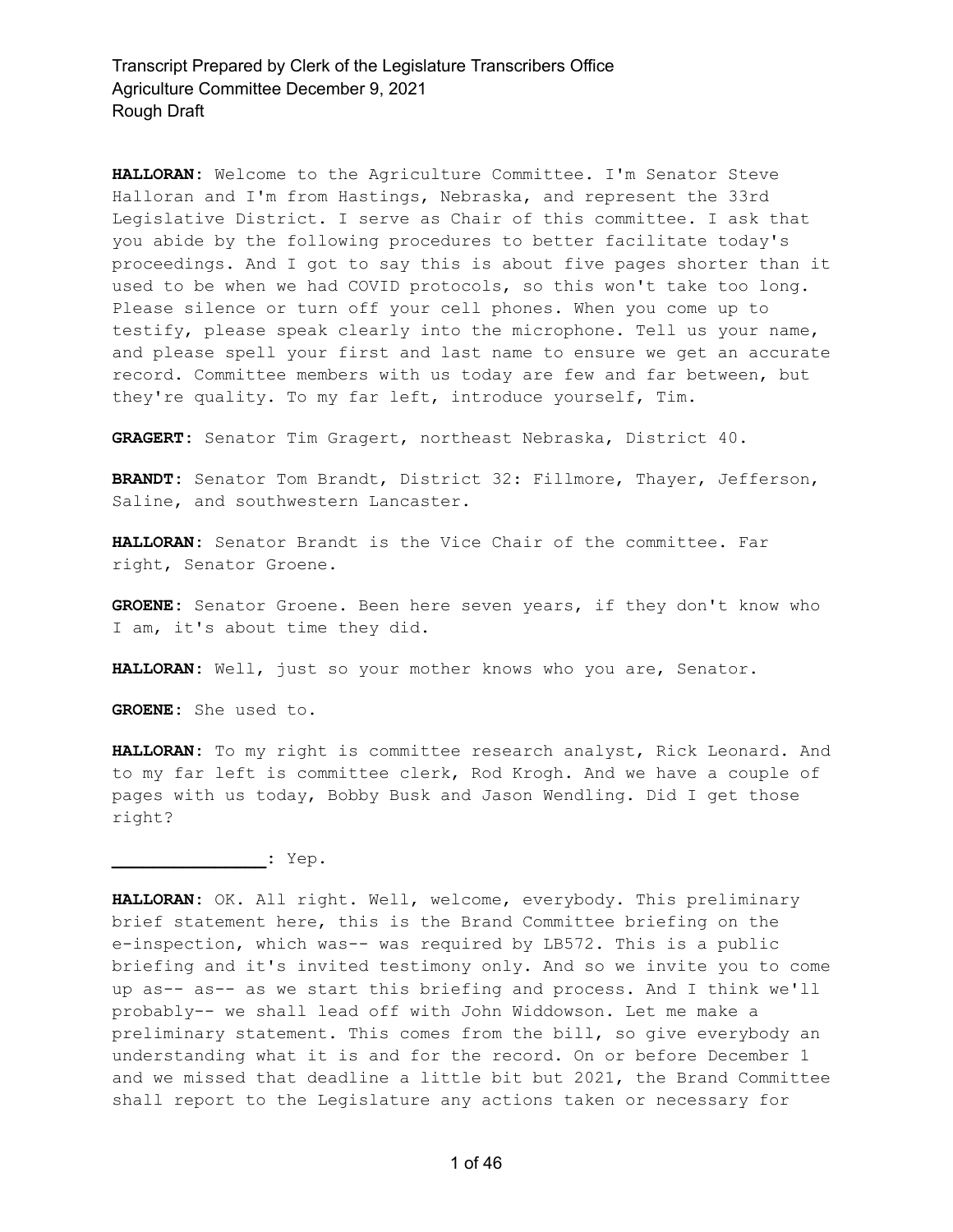**HALLORAN:** Welcome to the Agriculture Committee. I'm Senator Steve Halloran and I'm from Hastings, Nebraska, and represent the 33rd Legislative District. I serve as Chair of this committee. I ask that you abide by the following procedures to better facilitate today's proceedings. And I got to say this is about five pages shorter than it used to be when we had COVID protocols, so this won't take too long. Please silence or turn off your cell phones. When you come up to testify, please speak clearly into the microphone. Tell us your name, and please spell your first and last name to ensure we get an accurate record. Committee members with us today are few and far between, but they're quality. To my far left, introduce yourself, Tim.

**GRAGERT:** Senator Tim Gragert, northeast Nebraska, District 40.

**BRANDT:** Senator Tom Brandt, District 32: Fillmore, Thayer, Jefferson, Saline, and southwestern Lancaster.

**HALLORAN:** Senator Brandt is the Vice Chair of the committee. Far right, Senator Groene.

**GROENE:** Senator Groene. Been here seven years, if they don't know who I am, it's about time they did.

**HALLORAN:** Well, just so your mother knows who you are, Senator.

**GROENE:** She used to.

**HALLORAN:** To my right is committee research analyst, Rick Leonard. And to my far left is committee clerk, Rod Krogh. And we have a couple of pages with us today, Bobby Busk and Jason Wendling. Did I get those right?

**_______________:** Yep.

**HALLORAN:** OK. All right. Well, welcome, everybody. This preliminary brief statement here, this is the Brand Committee briefing on the e-inspection, which was-- was required by LB572. This is a public briefing and it's invited testimony only. And so we invite you to come up as-- as-- as we start this briefing and process. And I think we'll probably-- we shall lead off with John Widdowson. Let me make a preliminary statement. This comes from the bill, so give everybody an understanding what it is and for the record. On or before December 1 and we missed that deadline a little bit but 2021, the Brand Committee shall report to the Legislature any actions taken or necessary for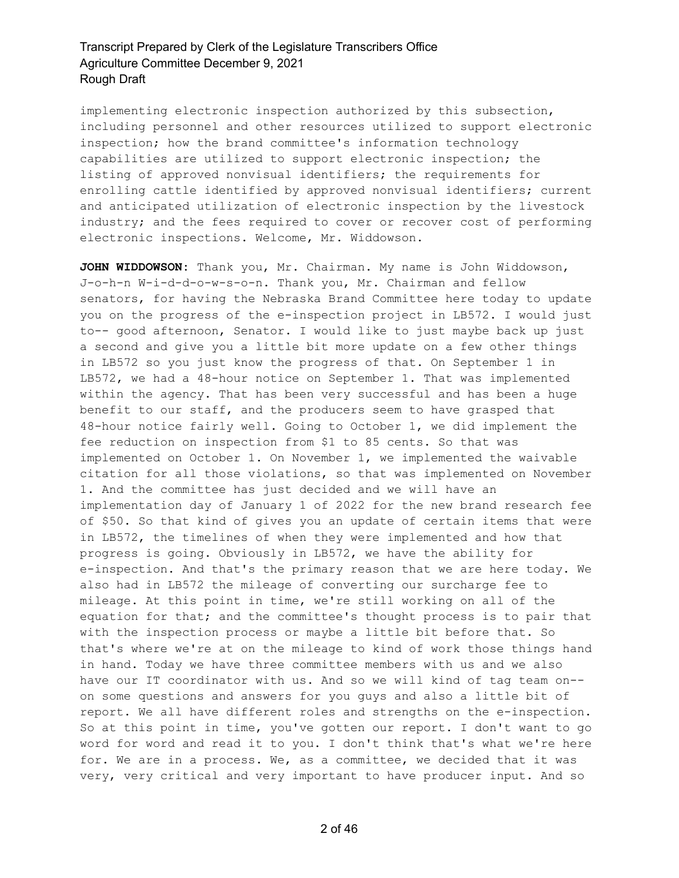implementing electronic inspection authorized by this subsection, including personnel and other resources utilized to support electronic inspection; how the brand committee's information technology capabilities are utilized to support electronic inspection; the listing of approved nonvisual identifiers; the requirements for enrolling cattle identified by approved nonvisual identifiers; current and anticipated utilization of electronic inspection by the livestock industry; and the fees required to cover or recover cost of performing electronic inspections. Welcome, Mr. Widdowson.

**JOHN WIDDOWSON:** Thank you, Mr. Chairman. My name is John Widdowson, J-o-h-n W-i-d-d-o-w-s-o-n. Thank you, Mr. Chairman and fellow senators, for having the Nebraska Brand Committee here today to update you on the progress of the e-inspection project in LB572. I would just to-- good afternoon, Senator. I would like to just maybe back up just a second and give you a little bit more update on a few other things in LB572 so you just know the progress of that. On September 1 in LB572, we had a 48-hour notice on September 1. That was implemented within the agency. That has been very successful and has been a huge benefit to our staff, and the producers seem to have grasped that 48-hour notice fairly well. Going to October 1, we did implement the fee reduction on inspection from $1 to 85 cents. So that was implemented on October 1. On November 1, we implemented the waivable citation for all those violations, so that was implemented on November 1. And the committee has just decided and we will have an implementation day of January 1 of 2022 for the new brand research fee of $50. So that kind of gives you an update of certain items that were in LB572, the timelines of when they were implemented and how that progress is going. Obviously in LB572, we have the ability for e-inspection. And that's the primary reason that we are here today. We also had in LB572 the mileage of converting our surcharge fee to mileage. At this point in time, we're still working on all of the equation for that; and the committee's thought process is to pair that with the inspection process or maybe a little bit before that. So that's where we're at on the mileage to kind of work those things hand in hand. Today we have three committee members with us and we also have our IT coordinator with us. And so we will kind of tag team on-- on some questions and answers for you guys and also a little bit of report. We all have different roles and strengths on the e-inspection. So at this point in time, you've gotten our report. I don't want to go word for word and read it to you. I don't think that's what we're here for. We are in a process. We, as a committee, we decided that it was very, very critical and very important to have producer input. And so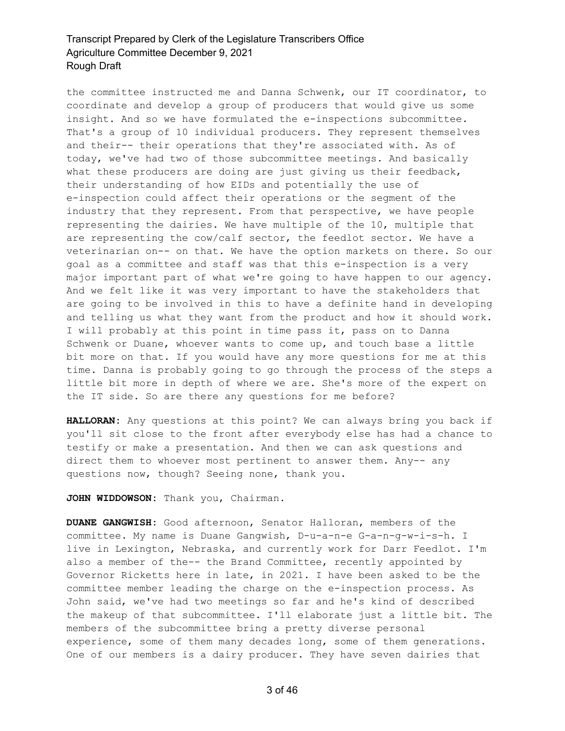the committee instructed me and Danna Schwenk, our IT coordinator, to coordinate and develop a group of producers that would give us some insight. And so we have formulated the e-inspections subcommittee. That's a group of 10 individual producers. They represent themselves and their-- their operations that they're associated with. As of today, we've had two of those subcommittee meetings. And basically what these producers are doing are just giving us their feedback, their understanding of how EIDs and potentially the use of e-inspection could affect their operations or the segment of the industry that they represent. From that perspective, we have people representing the dairies. We have multiple of the 10, multiple that are representing the cow/calf sector, the feedlot sector. We have a veterinarian on-- on that. We have the option markets on there. So our goal as a committee and staff was that this e-inspection is a very major important part of what we're going to have happen to our agency. And we felt like it was very important to have the stakeholders that are going to be involved in this to have a definite hand in developing and telling us what they want from the product and how it should work. I will probably at this point in time pass it, pass on to Danna Schwenk or Duane, whoever wants to come up, and touch base a little bit more on that. If you would have any more questions for me at this time. Danna is probably going to go through the process of the steps a little bit more in depth of where we are. She's more of the expert on the IT side. So are there any questions for me before?

**HALLORAN:** Any questions at this point? We can always bring you back if you'll sit close to the front after everybody else has had a chance to testify or make a presentation. And then we can ask questions and direct them to whoever most pertinent to answer them. Any-- any questions now, though? Seeing none, thank you.

**JOHN WIDDOWSON:** Thank you, Chairman.

**DUANE GANGWISH:** Good afternoon, Senator Halloran, members of the committee. My name is Duane Gangwish, D-u-a-n-e G-a-n-g-w-i-s-h. I live in Lexington, Nebraska, and currently work for Darr Feedlot. I'm also a member of the-- the Brand Committee, recently appointed by Governor Ricketts here in late, in 2021. I have been asked to be the committee member leading the charge on the e-inspection process. As John said, we've had two meetings so far and he's kind of described the makeup of that subcommittee. I'll elaborate just a little bit. The members of the subcommittee bring a pretty diverse personal experience, some of them many decades long, some of them generations. One of our members is a dairy producer. They have seven dairies that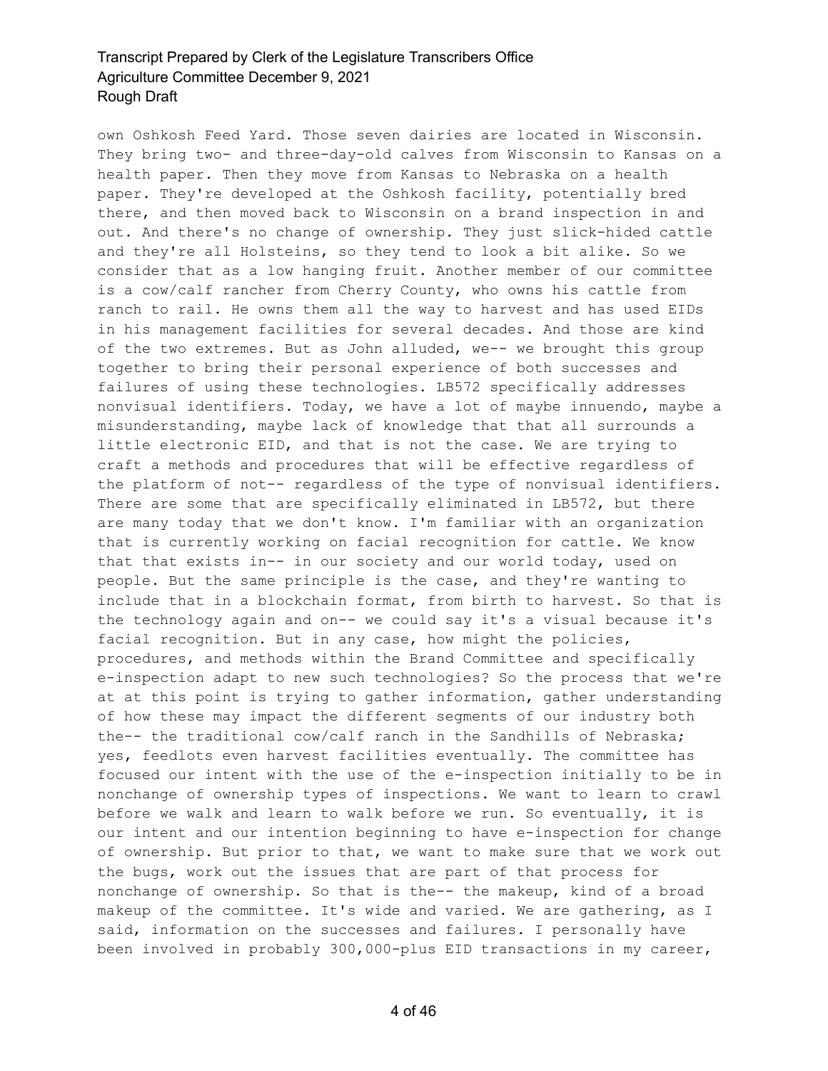own Oshkosh Feed Yard. Those seven dairies are located in Wisconsin. They bring two- and three-day-old calves from Wisconsin to Kansas on a health paper. Then they move from Kansas to Nebraska on a health paper. They're developed at the Oshkosh facility, potentially bred there, and then moved back to Wisconsin on a brand inspection in and out. And there's no change of ownership. They just slick-hided cattle and they're all Holsteins, so they tend to look a bit alike. So we consider that as a low hanging fruit. Another member of our committee is a cow/calf rancher from Cherry County, who owns his cattle from ranch to rail. He owns them all the way to harvest and has used EIDs in his management facilities for several decades. And those are kind of the two extremes. But as John alluded, we-- we brought this group together to bring their personal experience of both successes and failures of using these technologies. LB572 specifically addresses nonvisual identifiers. Today, we have a lot of maybe innuendo, maybe a misunderstanding, maybe lack of knowledge that that all surrounds a little electronic EID, and that is not the case. We are trying to craft a methods and procedures that will be effective regardless of the platform of not-- regardless of the type of nonvisual identifiers. There are some that are specifically eliminated in LB572, but there are many today that we don't know. I'm familiar with an organization that is currently working on facial recognition for cattle. We know that that exists in-- in our society and our world today, used on people. But the same principle is the case, and they're wanting to include that in a blockchain format, from birth to harvest. So that is the technology again and on-- we could say it's a visual because it's facial recognition. But in any case, how might the policies, procedures, and methods within the Brand Committee and specifically e-inspection adapt to new such technologies? So the process that we're at at this point is trying to gather information, gather understanding of how these may impact the different segments of our industry both the-- the traditional cow/calf ranch in the Sandhills of Nebraska; yes, feedlots even harvest facilities eventually. The committee has focused our intent with the use of the e-inspection initially to be in nonchange of ownership types of inspections. We want to learn to crawl before we walk and learn to walk before we run. So eventually, it is our intent and our intention beginning to have e-inspection for change of ownership. But prior to that, we want to make sure that we work out the bugs, work out the issues that are part of that process for nonchange of ownership. So that is the-- the makeup, kind of a broad makeup of the committee. It's wide and varied. We are gathering, as I said, information on the successes and failures. I personally have been involved in probably 300,000-plus EID transactions in my career,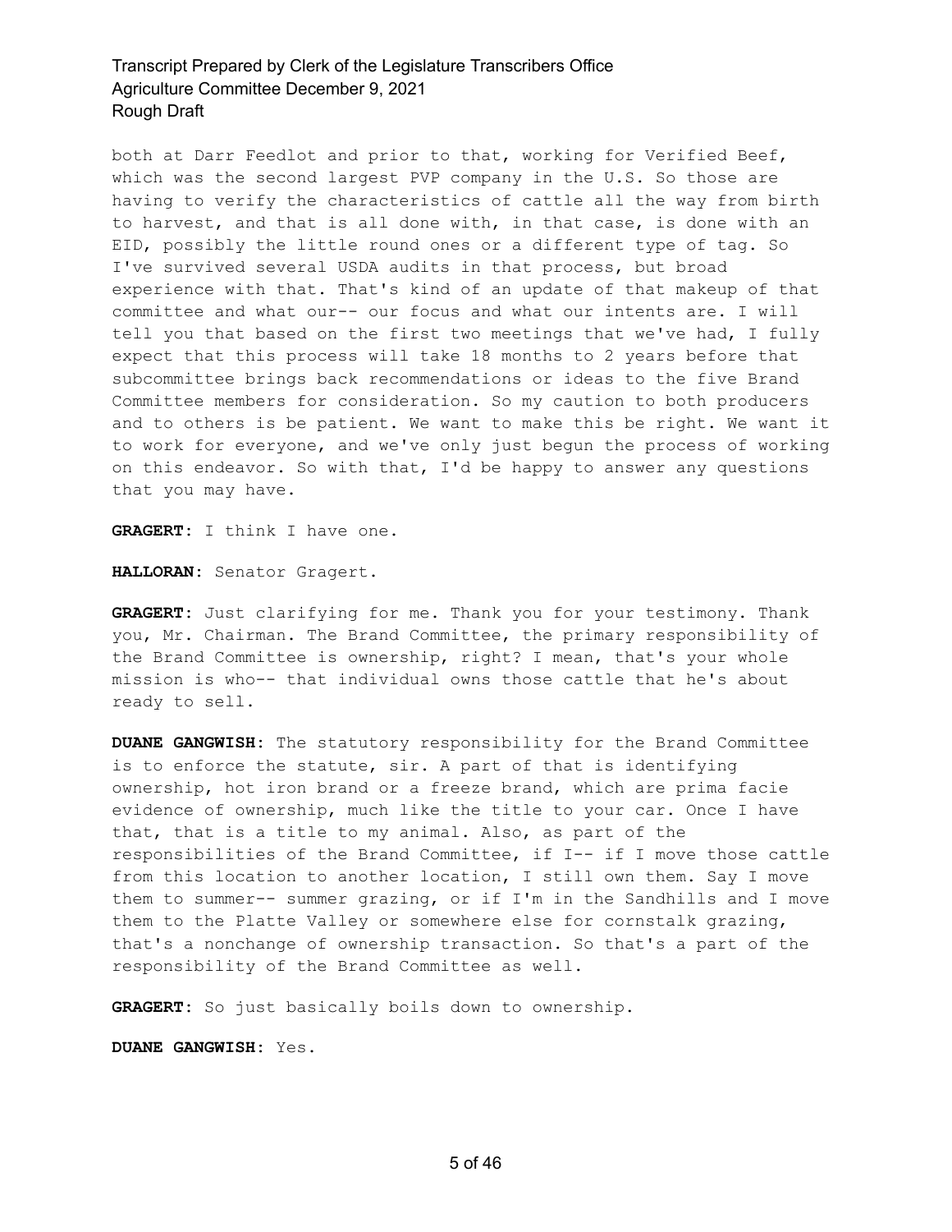both at Darr Feedlot and prior to that, working for Verified Beef, which was the second largest PVP company in the U.S. So those are having to verify the characteristics of cattle all the way from birth to harvest, and that is all done with, in that case, is done with an EID, possibly the little round ones or a different type of tag. So I've survived several USDA audits in that process, but broad experience with that. That's kind of an update of that makeup of that committee and what our-- our focus and what our intents are. I will tell you that based on the first two meetings that we've had, I fully expect that this process will take 18 months to 2 years before that subcommittee brings back recommendations or ideas to the five Brand Committee members for consideration. So my caution to both producers and to others is be patient. We want to make this be right. We want it to work for everyone, and we've only just begun the process of working on this endeavor. So with that, I'd be happy to answer any questions that you may have.

**GRAGERT:** I think I have one.

**HALLORAN:** Senator Gragert.

**GRAGERT:** Just clarifying for me. Thank you for your testimony. Thank you, Mr. Chairman. The Brand Committee, the primary responsibility of the Brand Committee is ownership, right? I mean, that's your whole mission is who-- that individual owns those cattle that he's about ready to sell.

**DUANE GANGWISH:** The statutory responsibility for the Brand Committee is to enforce the statute, sir. A part of that is identifying ownership, hot iron brand or a freeze brand, which are prima facie evidence of ownership, much like the title to your car. Once I have that, that is a title to my animal. Also, as part of the responsibilities of the Brand Committee, if I-- if I move those cattle from this location to another location, I still own them. Say I move them to summer-- summer grazing, or if I'm in the Sandhills and I move them to the Platte Valley or somewhere else for cornstalk grazing, that's a nonchange of ownership transaction. So that's a part of the responsibility of the Brand Committee as well.

**GRAGERT:** So just basically boils down to ownership.

**DUANE GANGWISH:** Yes.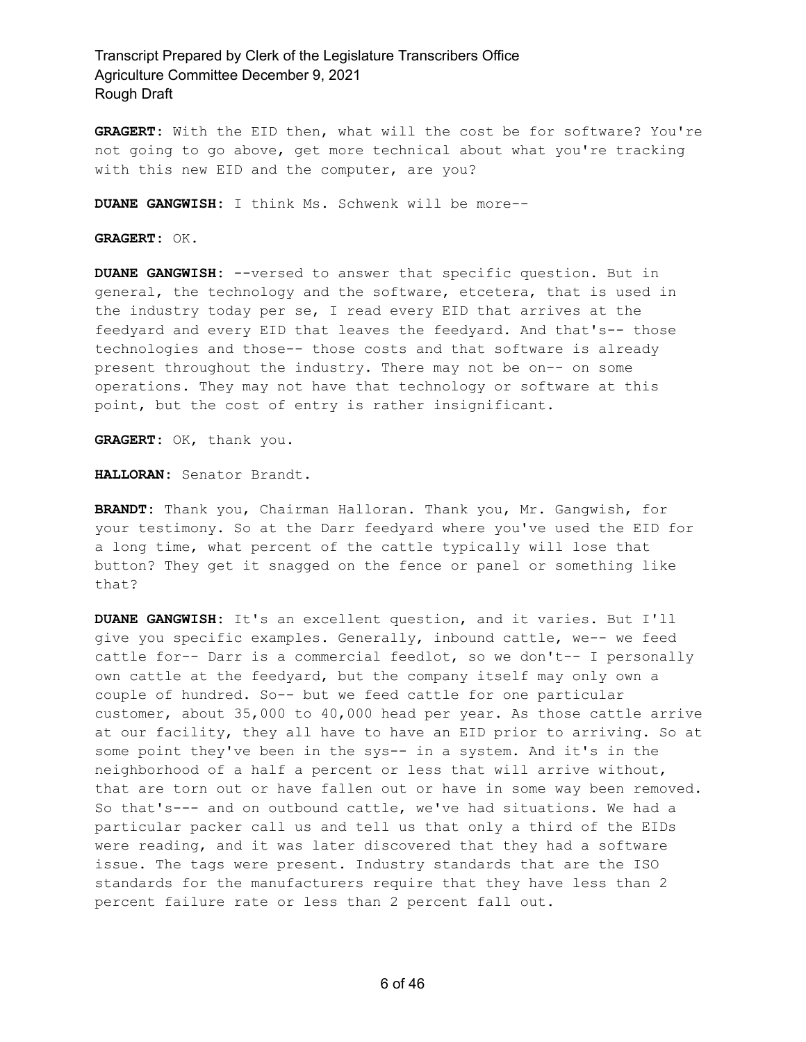**GRAGERT:** With the EID then, what will the cost be for software? You're not going to go above, get more technical about what you're tracking with this new EID and the computer, are you?

**DUANE GANGWISH:** I think Ms. Schwenk will be more--

**GRAGERT:** OK.

**DUANE GANGWISH:** --versed to answer that specific question. But in general, the technology and the software, etcetera, that is used in the industry today per se, I read every EID that arrives at the feedyard and every EID that leaves the feedyard. And that's-- those technologies and those-- those costs and that software is already present throughout the industry. There may not be on-- on some operations. They may not have that technology or software at this point, but the cost of entry is rather insignificant.

**GRAGERT:** OK, thank you.

**HALLORAN:** Senator Brandt.

**BRANDT:** Thank you, Chairman Halloran. Thank you, Mr. Gangwish, for your testimony. So at the Darr feedyard where you've used the EID for a long time, what percent of the cattle typically will lose that button? They get it snagged on the fence or panel or something like that?

**DUANE GANGWISH:** It's an excellent question, and it varies. But I'll give you specific examples. Generally, inbound cattle, we-- we feed cattle for-- Darr is a commercial feedlot, so we don't-- I personally own cattle at the feedyard, but the company itself may only own a couple of hundred. So-- but we feed cattle for one particular customer, about 35,000 to 40,000 head per year. As those cattle arrive at our facility, they all have to have an EID prior to arriving. So at some point they've been in the sys-- in a system. And it's in the neighborhood of a half a percent or less that will arrive without, that are torn out or have fallen out or have in some way been removed. So that's--- and on outbound cattle, we've had situations. We had a particular packer call us and tell us that only a third of the EIDs were reading, and it was later discovered that they had a software issue. The tags were present. Industry standards that are the ISO standards for the manufacturers require that they have less than 2 percent failure rate or less than 2 percent fall out.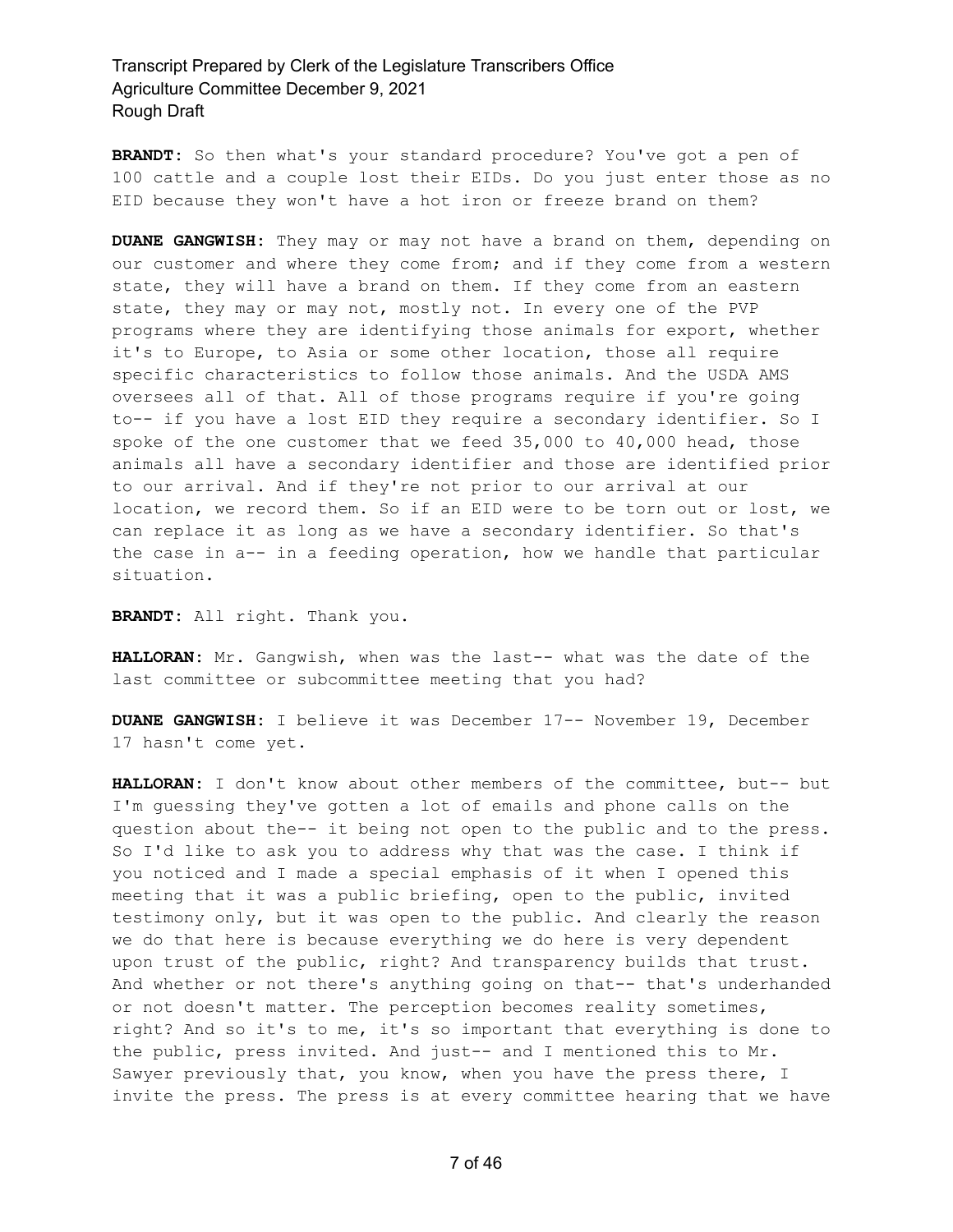**BRANDT:** So then what's your standard procedure? You've got a pen of 100 cattle and a couple lost their EIDs. Do you just enter those as no EID because they won't have a hot iron or freeze brand on them?

**DUANE GANGWISH:** They may or may not have a brand on them, depending on our customer and where they come from; and if they come from a western state, they will have a brand on them. If they come from an eastern state, they may or may not, mostly not. In every one of the PVP programs where they are identifying those animals for export, whether it's to Europe, to Asia or some other location, those all require specific characteristics to follow those animals. And the USDA AMS oversees all of that. All of those programs require if you're going to-- if you have a lost EID they require a secondary identifier. So I spoke of the one customer that we feed 35,000 to 40,000 head, those animals all have a secondary identifier and those are identified prior to our arrival. And if they're not prior to our arrival at our location, we record them. So if an EID were to be torn out or lost, we can replace it as long as we have a secondary identifier. So that's the case in a-- in a feeding operation, how we handle that particular situation.

**BRANDT:** All right. Thank you.

**HALLORAN:** Mr. Gangwish, when was the last-- what was the date of the last committee or subcommittee meeting that you had?

**DUANE GANGWISH:** I believe it was December 17-- November 19, December 17 hasn't come yet.

**HALLORAN:** I don't know about other members of the committee, but-- but I'm guessing they've gotten a lot of emails and phone calls on the question about the-- it being not open to the public and to the press. So I'd like to ask you to address why that was the case. I think if you noticed and I made a special emphasis of it when I opened this meeting that it was a public briefing, open to the public, invited testimony only, but it was open to the public. And clearly the reason we do that here is because everything we do here is very dependent upon trust of the public, right? And transparency builds that trust. And whether or not there's anything going on that-- that's underhanded or not doesn't matter. The perception becomes reality sometimes, right? And so it's to me, it's so important that everything is done to the public, press invited. And just-- and I mentioned this to Mr. Sawyer previously that, you know, when you have the press there, I invite the press. The press is at every committee hearing that we have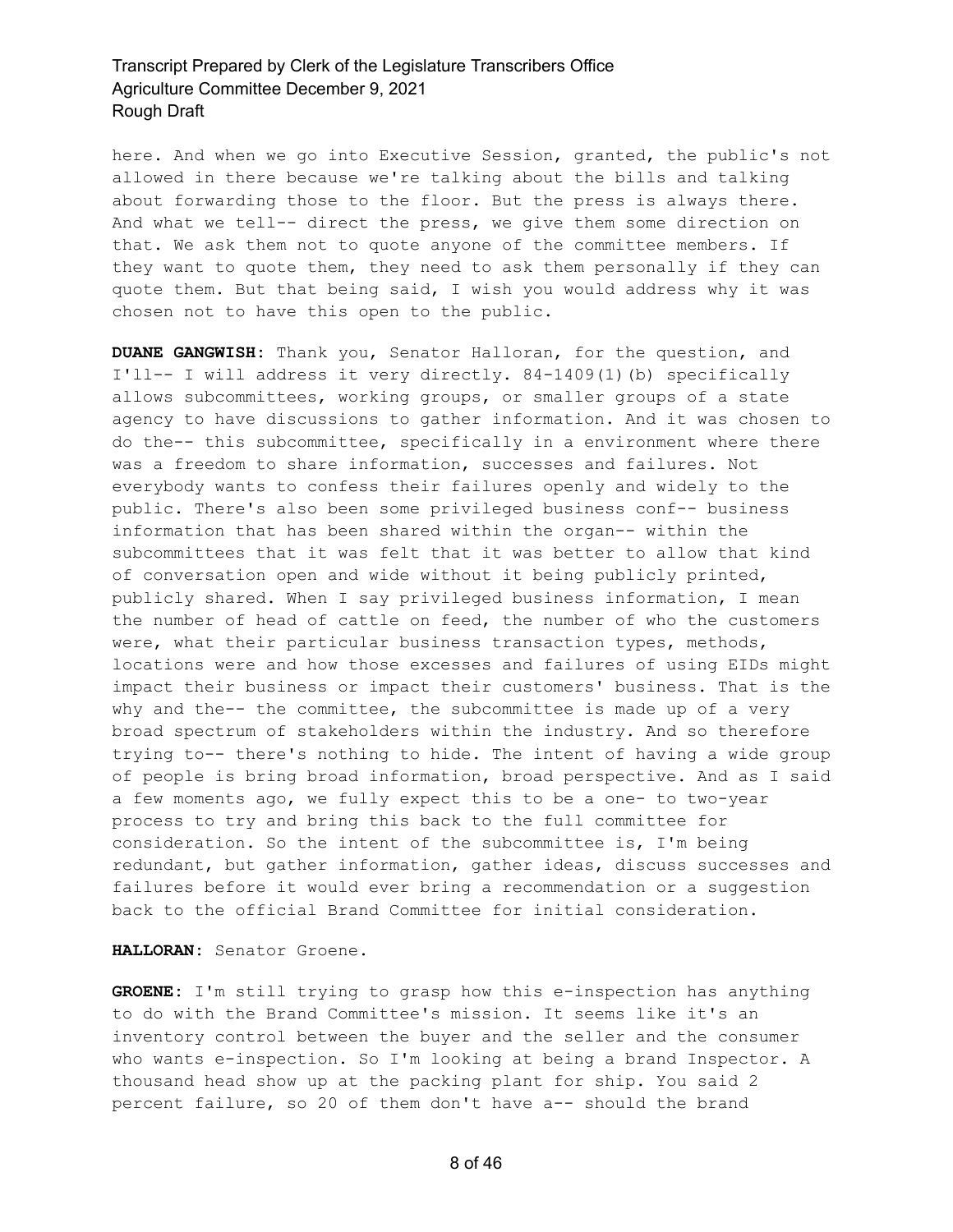here. And when we go into Executive Session, granted, the public's not allowed in there because we're talking about the bills and talking about forwarding those to the floor. But the press is always there. And what we tell-- direct the press, we give them some direction on that. We ask them not to quote anyone of the committee members. If they want to quote them, they need to ask them personally if they can quote them. But that being said, I wish you would address why it was chosen not to have this open to the public.

**DUANE GANGWISH:** Thank you, Senator Halloran, for the question, and I'll-- I will address it very directly. 84-1409(1)(b) specifically allows subcommittees, working groups, or smaller groups of a state agency to have discussions to gather information. And it was chosen to do the-- this subcommittee, specifically in a environment where there was a freedom to share information, successes and failures. Not everybody wants to confess their failures openly and widely to the public. There's also been some privileged business conf-- business information that has been shared within the organ-- within the subcommittees that it was felt that it was better to allow that kind of conversation open and wide without it being publicly printed, publicly shared. When I say privileged business information, I mean the number of head of cattle on feed, the number of who the customers were, what their particular business transaction types, methods, locations were and how those excesses and failures of using EIDs might impact their business or impact their customers' business. That is the why and the-- the committee, the subcommittee is made up of a very broad spectrum of stakeholders within the industry. And so therefore trying to-- there's nothing to hide. The intent of having a wide group of people is bring broad information, broad perspective. And as I said a few moments ago, we fully expect this to be a one- to two-year process to try and bring this back to the full committee for consideration. So the intent of the subcommittee is, I'm being redundant, but gather information, gather ideas, discuss successes and failures before it would ever bring a recommendation or a suggestion back to the official Brand Committee for initial consideration.

**HALLORAN:** Senator Groene.

**GROENE:** I'm still trying to grasp how this e-inspection has anything to do with the Brand Committee's mission. It seems like it's an inventory control between the buyer and the seller and the consumer who wants e-inspection. So I'm looking at being a brand Inspector. A thousand head show up at the packing plant for ship. You said 2 percent failure, so 20 of them don't have a-- should the brand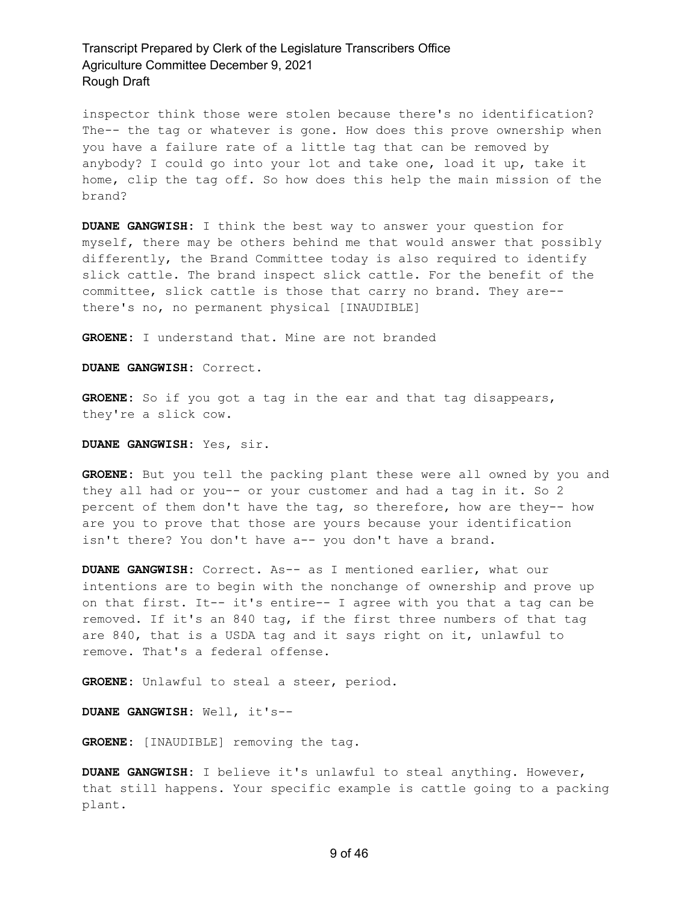inspector think those were stolen because there's no identification? The-- the tag or whatever is gone. How does this prove ownership when you have a failure rate of a little tag that can be removed by anybody? I could go into your lot and take one, load it up, take it home, clip the tag off. So how does this help the main mission of the brand?

**DUANE GANGWISH:** I think the best way to answer your question for myself, there may be others behind me that would answer that possibly differently, the Brand Committee today is also required to identify slick cattle. The brand inspect slick cattle. For the benefit of the committee, slick cattle is those that carry no brand. They are-- there's no, no permanent physical [INAUDIBLE]

**GROENE:** I understand that. Mine are not branded

**DUANE GANGWISH:** Correct.

**GROENE:** So if you got a tag in the ear and that tag disappears, they're a slick cow.

**DUANE GANGWISH:** Yes, sir.

**GROENE:** But you tell the packing plant these were all owned by you and they all had or you-- or your customer and had a tag in it. So 2 percent of them don't have the tag, so therefore, how are they-- how are you to prove that those are yours because your identification isn't there? You don't have a-- you don't have a brand.

**DUANE GANGWISH:** Correct. As-- as I mentioned earlier, what our intentions are to begin with the nonchange of ownership and prove up on that first. It-- it's entire-- I agree with you that a tag can be removed. If it's an 840 tag, if the first three numbers of that tag are 840, that is a USDA tag and it says right on it, unlawful to remove. That's a federal offense.

**GROENE:** Unlawful to steal a steer, period.

**DUANE GANGWISH:** Well, it's--

**GROENE:** [INAUDIBLE] removing the tag.

**DUANE GANGWISH:** I believe it's unlawful to steal anything. However, that still happens. Your specific example is cattle going to a packing plant.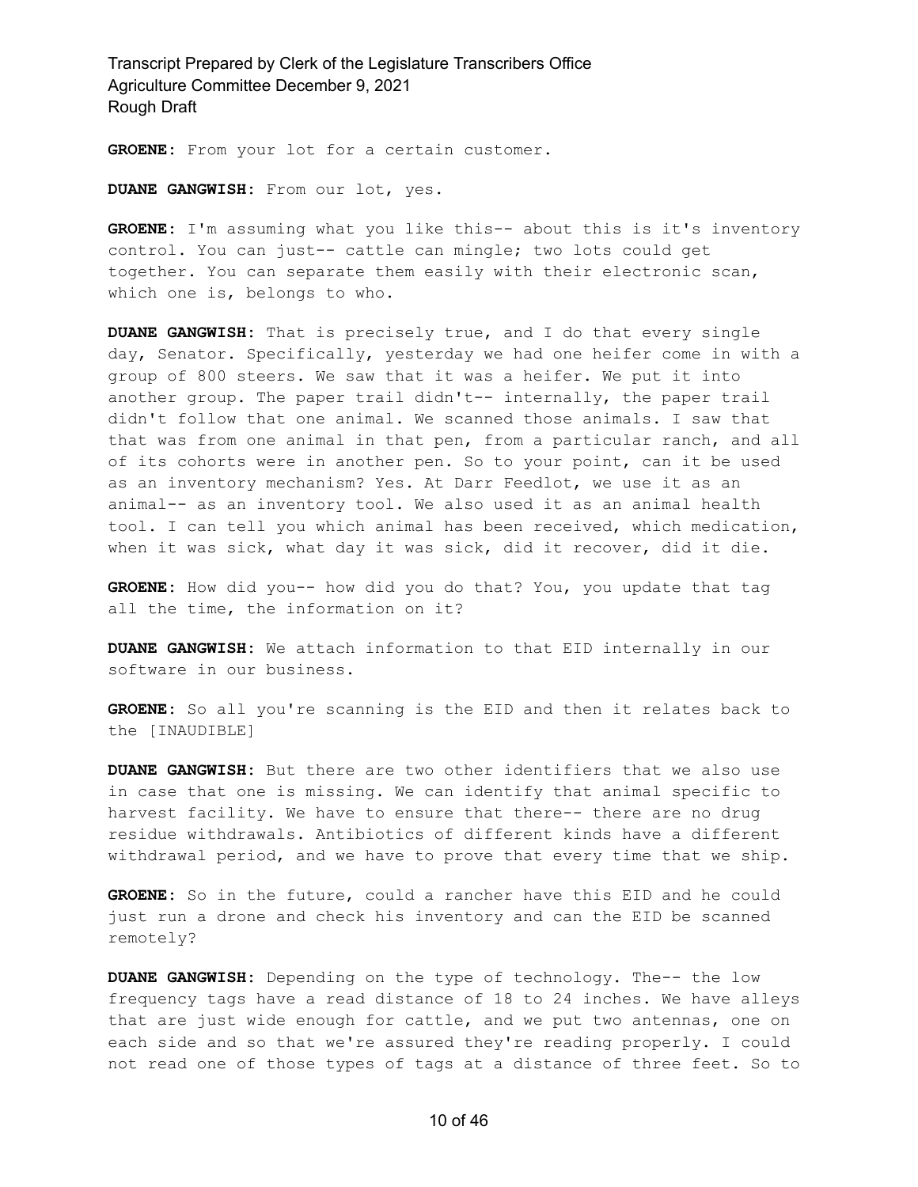**GROENE:** From your lot for a certain customer.

**DUANE GANGWISH:** From our lot, yes.

**GROENE:** I'm assuming what you like this-- about this is it's inventory control. You can just-- cattle can mingle; two lots could get together. You can separate them easily with their electronic scan, which one is, belongs to who.

**DUANE GANGWISH:** That is precisely true, and I do that every single day, Senator. Specifically, yesterday we had one heifer come in with a group of 800 steers. We saw that it was a heifer. We put it into another group. The paper trail didn't-- internally, the paper trail didn't follow that one animal. We scanned those animals. I saw that that was from one animal in that pen, from a particular ranch, and all of its cohorts were in another pen. So to your point, can it be used as an inventory mechanism? Yes. At Darr Feedlot, we use it as an animal-- as an inventory tool. We also used it as an animal health tool. I can tell you which animal has been received, which medication, when it was sick, what day it was sick, did it recover, did it die.

**GROENE:** How did you-- how did you do that? You, you update that tag all the time, the information on it?

**DUANE GANGWISH:** We attach information to that EID internally in our software in our business.

**GROENE:** So all you're scanning is the EID and then it relates back to the [INAUDIBLE]

**DUANE GANGWISH:** But there are two other identifiers that we also use in case that one is missing. We can identify that animal specific to harvest facility. We have to ensure that there-- there are no drug residue withdrawals. Antibiotics of different kinds have a different withdrawal period, and we have to prove that every time that we ship.

**GROENE:** So in the future, could a rancher have this EID and he could just run a drone and check his inventory and can the EID be scanned remotely?

**DUANE GANGWISH:** Depending on the type of technology. The-- the low frequency tags have a read distance of 18 to 24 inches. We have alleys that are just wide enough for cattle, and we put two antennas, one on each side and so that we're assured they're reading properly. I could not read one of those types of tags at a distance of three feet. So to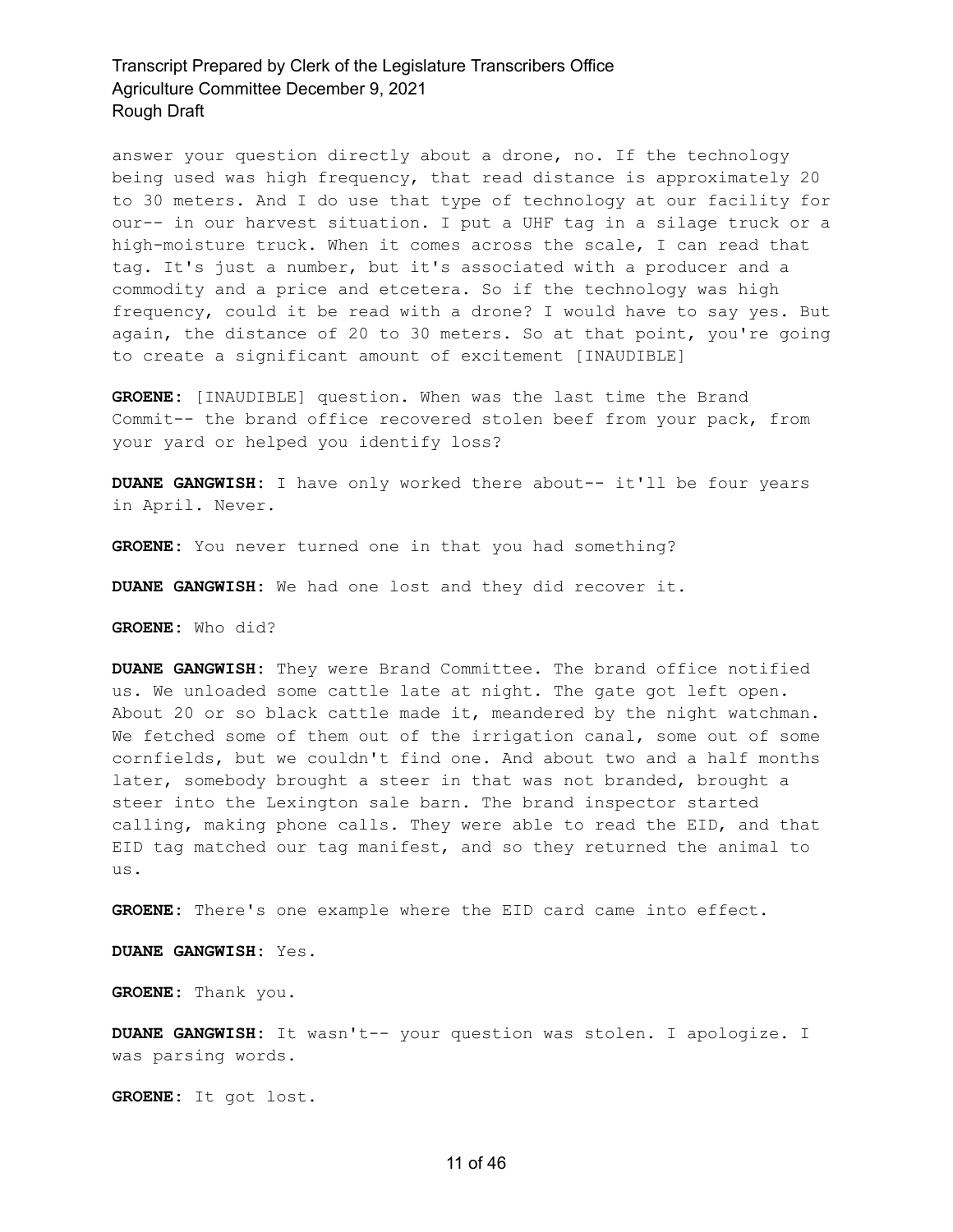answer your question directly about a drone, no. If the technology being used was high frequency, that read distance is approximately 20 to 30 meters. And I do use that type of technology at our facility for our-- in our harvest situation. I put a UHF tag in a silage truck or a high-moisture truck. When it comes across the scale, I can read that tag. It's just a number, but it's associated with a producer and a commodity and a price and etcetera. So if the technology was high frequency, could it be read with a drone? I would have to say yes. But again, the distance of 20 to 30 meters. So at that point, you're going to create a significant amount of excitement [INAUDIBLE]

**GROENE:** [INAUDIBLE] question. When was the last time the Brand Commit-- the brand office recovered stolen beef from your pack, from your yard or helped you identify loss?

**DUANE GANGWISH:** I have only worked there about-- it'll be four years in April. Never.

**GROENE:** You never turned one in that you had something?

**DUANE GANGWISH:** We had one lost and they did recover it.

**GROENE:** Who did?

**DUANE GANGWISH:** They were Brand Committee. The brand office notified us. We unloaded some cattle late at night. The gate got left open. About 20 or so black cattle made it, meandered by the night watchman. We fetched some of them out of the irrigation canal, some out of some cornfields, but we couldn't find one. And about two and a half months later, somebody brought a steer in that was not branded, brought a steer into the Lexington sale barn. The brand inspector started calling, making phone calls. They were able to read the EID, and that EID tag matched our tag manifest, and so they returned the animal to us.

**GROENE:** There's one example where the EID card came into effect.

**DUANE GANGWISH:** Yes.

**GROENE:** Thank you.

**DUANE GANGWISH:** It wasn't-- your question was stolen. I apologize. I was parsing words.

**GROENE:** It got lost.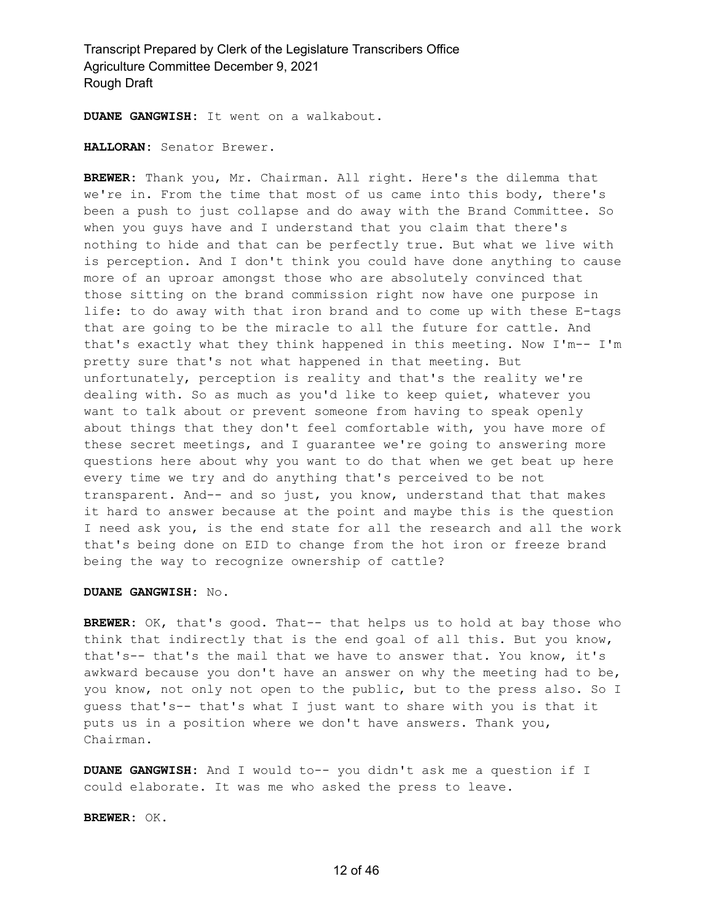**DUANE GANGWISH:** It went on a walkabout.

**HALLORAN:** Senator Brewer.

**BREWER:** Thank you, Mr. Chairman. All right. Here's the dilemma that we're in. From the time that most of us came into this body, there's been a push to just collapse and do away with the Brand Committee. So when you guys have and I understand that you claim that there's nothing to hide and that can be perfectly true. But what we live with is perception. And I don't think you could have done anything to cause more of an uproar amongst those who are absolutely convinced that those sitting on the brand commission right now have one purpose in life: to do away with that iron brand and to come up with these E-tags that are going to be the miracle to all the future for cattle. And that's exactly what they think happened in this meeting. Now I'm-- I'm pretty sure that's not what happened in that meeting. But unfortunately, perception is reality and that's the reality we're dealing with. So as much as you'd like to keep quiet, whatever you want to talk about or prevent someone from having to speak openly about things that they don't feel comfortable with, you have more of these secret meetings, and I guarantee we're going to answering more questions here about why you want to do that when we get beat up here every time we try and do anything that's perceived to be not transparent. And-- and so just, you know, understand that that makes it hard to answer because at the point and maybe this is the question I need ask you, is the end state for all the research and all the work that's being done on EID to change from the hot iron or freeze brand being the way to recognize ownership of cattle?

**DUANE GANGWISH:** No.

**BREWER:** OK, that's good. That-- that helps us to hold at bay those who think that indirectly that is the end goal of all this. But you know, that's-- that's the mail that we have to answer that. You know, it's awkward because you don't have an answer on why the meeting had to be, you know, not only not open to the public, but to the press also. So I guess that's-- that's what I just want to share with you is that it puts us in a position where we don't have answers. Thank you, Chairman.

**DUANE GANGWISH:** And I would to-- you didn't ask me a question if I could elaborate. It was me who asked the press to leave.

**BREWER:** OK.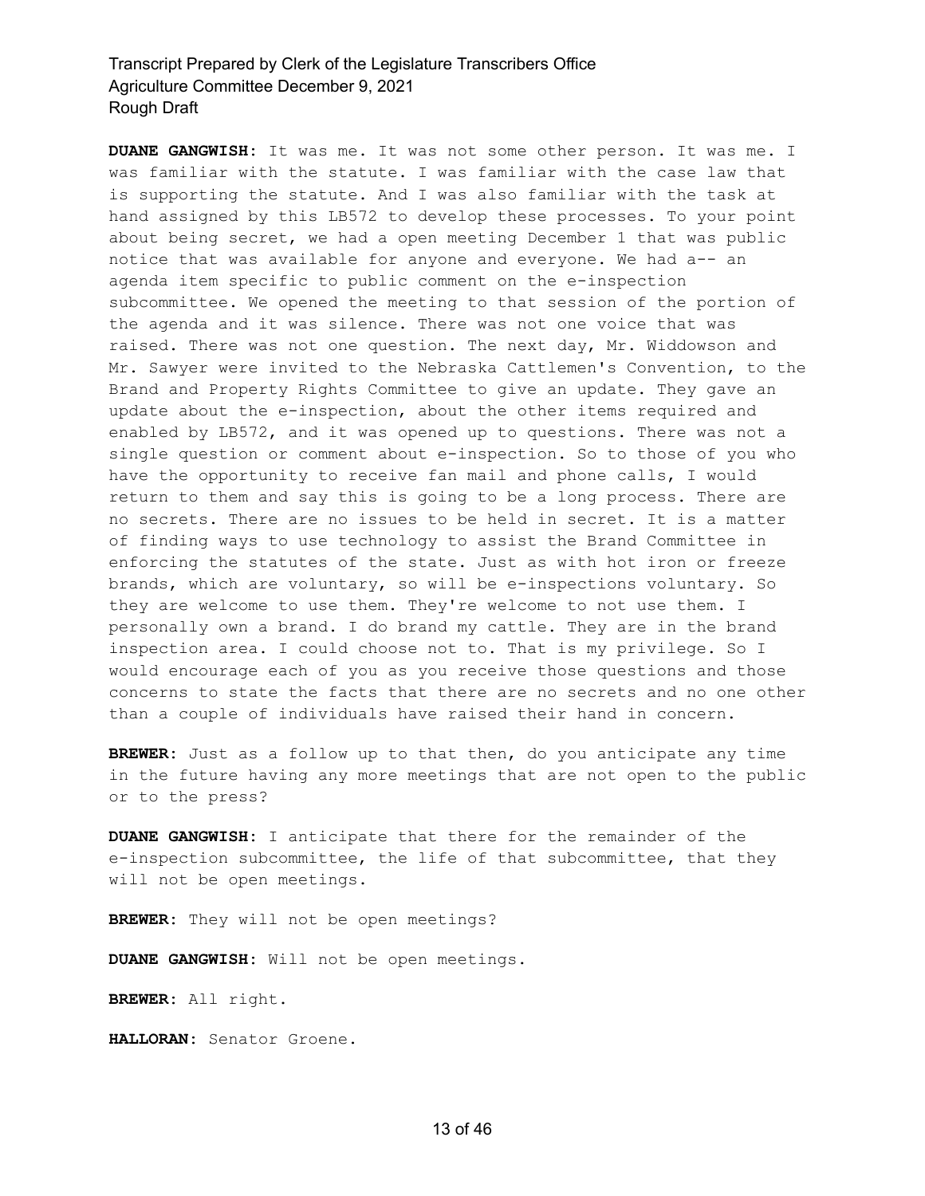**DUANE GANGWISH:** It was me. It was not some other person. It was me. I was familiar with the statute. I was familiar with the case law that is supporting the statute. And I was also familiar with the task at hand assigned by this LB572 to develop these processes. To your point about being secret, we had a open meeting December 1 that was public notice that was available for anyone and everyone. We had a-- an agenda item specific to public comment on the e-inspection subcommittee. We opened the meeting to that session of the portion of the agenda and it was silence. There was not one voice that was raised. There was not one question. The next day, Mr. Widdowson and Mr. Sawyer were invited to the Nebraska Cattlemen's Convention, to the Brand and Property Rights Committee to give an update. They gave an update about the e-inspection, about the other items required and enabled by LB572, and it was opened up to questions. There was not a single question or comment about e-inspection. So to those of you who have the opportunity to receive fan mail and phone calls, I would return to them and say this is going to be a long process. There are no secrets. There are no issues to be held in secret. It is a matter of finding ways to use technology to assist the Brand Committee in enforcing the statutes of the state. Just as with hot iron or freeze brands, which are voluntary, so will be e-inspections voluntary. So they are welcome to use them. They're welcome to not use them. I personally own a brand. I do brand my cattle. They are in the brand inspection area. I could choose not to. That is my privilege. So I would encourage each of you as you receive those questions and those concerns to state the facts that there are no secrets and no one other than a couple of individuals have raised their hand in concern.

**BREWER:** Just as a follow up to that then, do you anticipate any time in the future having any more meetings that are not open to the public or to the press?

**DUANE GANGWISH:** I anticipate that there for the remainder of the e-inspection subcommittee, the life of that subcommittee, that they will not be open meetings.

**BREWER:** They will not be open meetings?

**DUANE GANGWISH:** Will not be open meetings.

**BREWER:** All right.

**HALLORAN:** Senator Groene.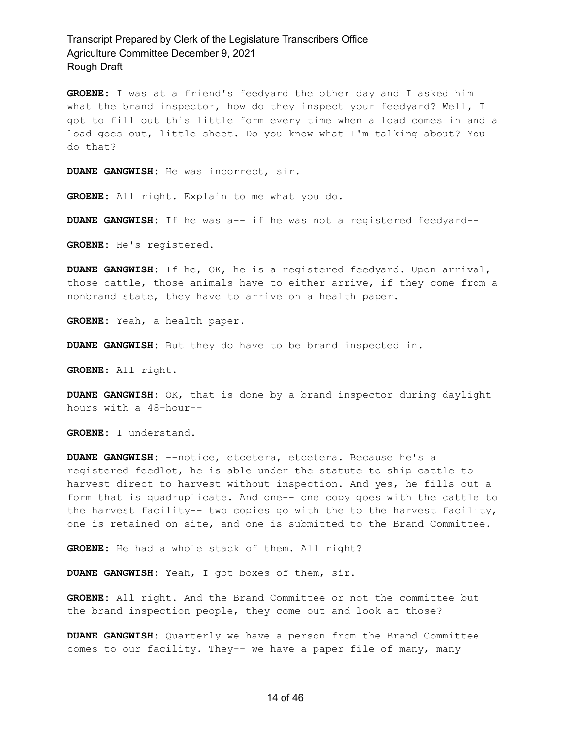**GROENE:** I was at a friend's feedyard the other day and I asked him what the brand inspector, how do they inspect your feedyard? Well, I got to fill out this little form every time when a load comes in and a load goes out, little sheet. Do you know what I'm talking about? You do that?

**DUANE GANGWISH:** He was incorrect, sir.

**GROENE:** All right. Explain to me what you do.

**DUANE GANGWISH:** If he was a-- if he was not a registered feedyard--

**GROENE:** He's registered.

**DUANE GANGWISH:** If he, OK, he is a registered feedyard. Upon arrival, those cattle, those animals have to either arrive, if they come from a nonbrand state, they have to arrive on a health paper.

**GROENE:** Yeah, a health paper.

**DUANE GANGWISH:** But they do have to be brand inspected in.

**GROENE:** All right.

**DUANE GANGWISH:** OK, that is done by a brand inspector during daylight hours with a 48-hour--

**GROENE:** I understand.

**DUANE GANGWISH:** --notice, etcetera, etcetera. Because he's a registered feedlot, he is able under the statute to ship cattle to harvest direct to harvest without inspection. And yes, he fills out a form that is quadruplicate. And one-- one copy goes with the cattle to the harvest facility-- two copies go with the to the harvest facility, one is retained on site, and one is submitted to the Brand Committee.

**GROENE:** He had a whole stack of them. All right?

**DUANE GANGWISH:** Yeah, I got boxes of them, sir.

**GROENE:** All right. And the Brand Committee or not the committee but the brand inspection people, they come out and look at those?

**DUANE GANGWISH:** Quarterly we have a person from the Brand Committee comes to our facility. They-- we have a paper file of many, many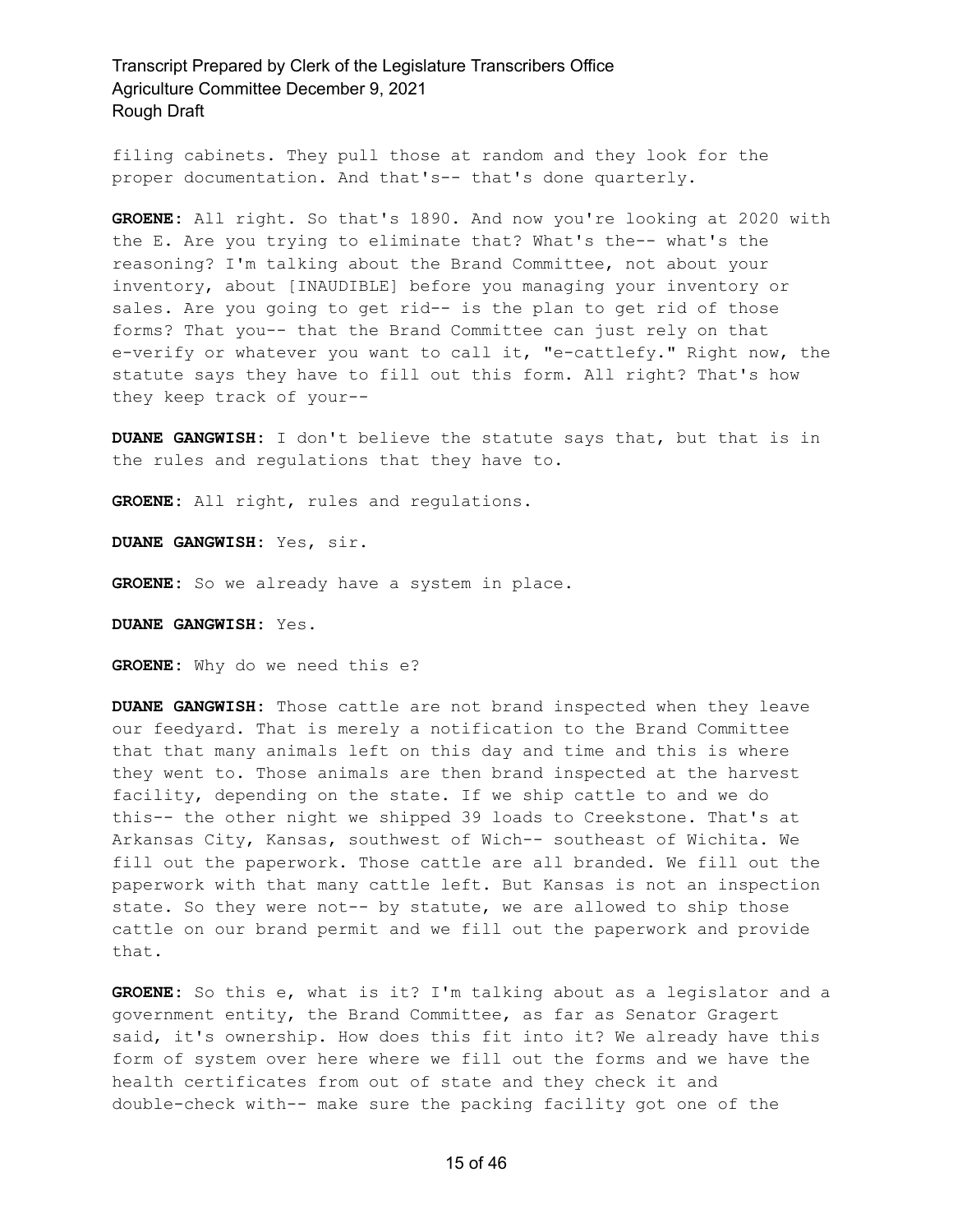filing cabinets. They pull those at random and they look for the proper documentation. And that's-- that's done quarterly.

**GROENE:** All right. So that's 1890. And now you're looking at 2020 with the E. Are you trying to eliminate that? What's the-- what's the reasoning? I'm talking about the Brand Committee, not about your inventory, about [INAUDIBLE] before you managing your inventory or sales. Are you going to get rid-- is the plan to get rid of those forms? That you-- that the Brand Committee can just rely on that e-verify or whatever you want to call it, "e-cattlefy." Right now, the statute says they have to fill out this form. All right? That's how they keep track of your--

**DUANE GANGWISH:** I don't believe the statute says that, but that is in the rules and regulations that they have to.

**GROENE:** All right, rules and regulations.

**DUANE GANGWISH:** Yes, sir.

**GROENE:** So we already have a system in place.

**DUANE GANGWISH:** Yes.

**GROENE:** Why do we need this e?

**DUANE GANGWISH:** Those cattle are not brand inspected when they leave our feedyard. That is merely a notification to the Brand Committee that that many animals left on this day and time and this is where they went to. Those animals are then brand inspected at the harvest facility, depending on the state. If we ship cattle to and we do this-- the other night we shipped 39 loads to Creekstone. That's at Arkansas City, Kansas, southwest of Wich-- southeast of Wichita. We fill out the paperwork. Those cattle are all branded. We fill out the paperwork with that many cattle left. But Kansas is not an inspection state. So they were not-- by statute, we are allowed to ship those cattle on our brand permit and we fill out the paperwork and provide that.

**GROENE:** So this e, what is it? I'm talking about as a legislator and a government entity, the Brand Committee, as far as Senator Gragert said, it's ownership. How does this fit into it? We already have this form of system over here where we fill out the forms and we have the health certificates from out of state and they check it and double-check with-- make sure the packing facility got one of the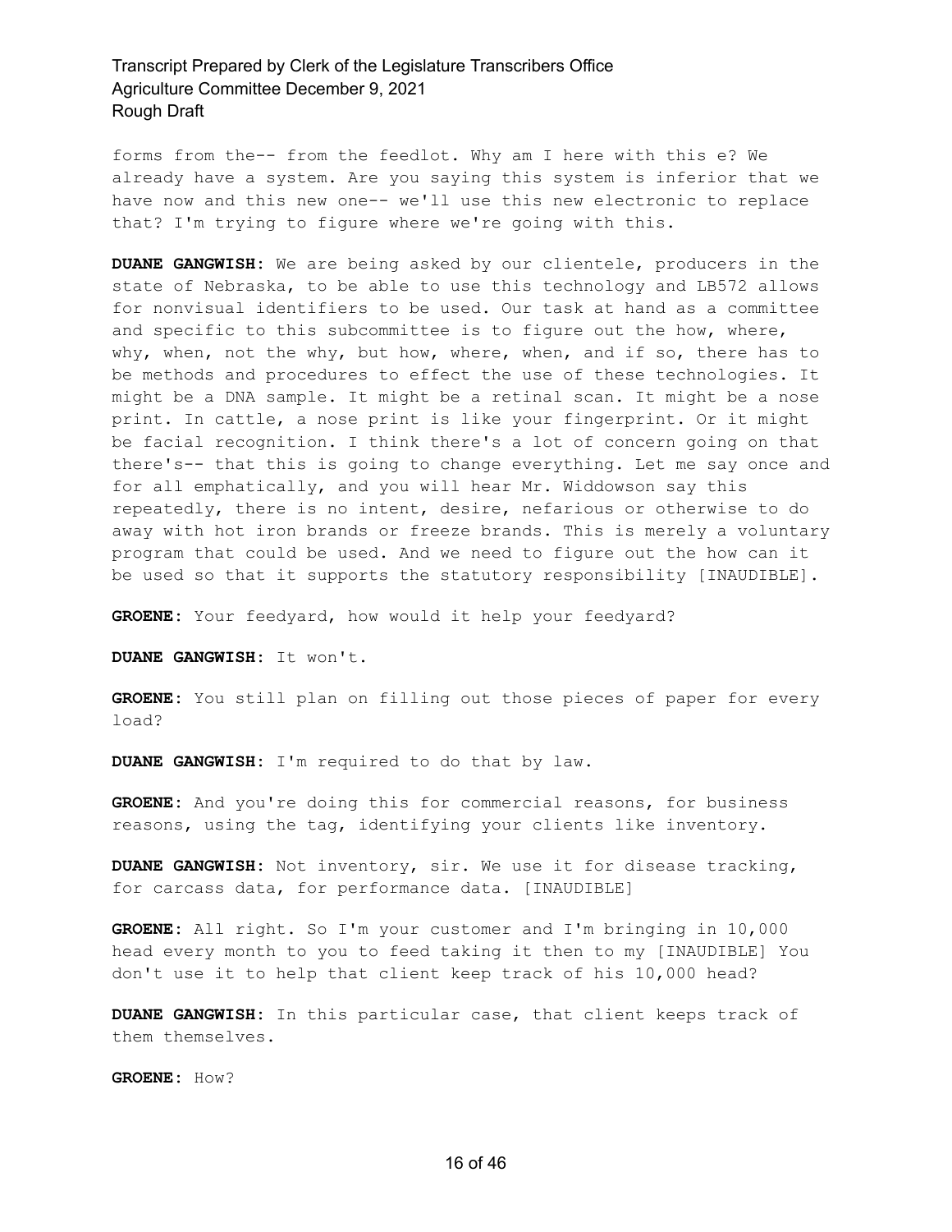forms from the-- from the feedlot. Why am I here with this e? We already have a system. Are you saying this system is inferior that we have now and this new one-- we'll use this new electronic to replace that? I'm trying to figure where we're going with this.

**DUANE GANGWISH:** We are being asked by our clientele, producers in the state of Nebraska, to be able to use this technology and LB572 allows for nonvisual identifiers to be used. Our task at hand as a committee and specific to this subcommittee is to figure out the how, where, why, when, not the why, but how, where, when, and if so, there has to be methods and procedures to effect the use of these technologies. It might be a DNA sample. It might be a retinal scan. It might be a nose print. In cattle, a nose print is like your fingerprint. Or it might be facial recognition. I think there's a lot of concern going on that there's-- that this is going to change everything. Let me say once and for all emphatically, and you will hear Mr. Widdowson say this repeatedly, there is no intent, desire, nefarious or otherwise to do away with hot iron brands or freeze brands. This is merely a voluntary program that could be used. And we need to figure out the how can it be used so that it supports the statutory responsibility [INAUDIBLE].

**GROENE:** Your feedyard, how would it help your feedyard?

**DUANE GANGWISH:** It won't.

**GROENE:** You still plan on filling out those pieces of paper for every load?

**DUANE GANGWISH:** I'm required to do that by law.

**GROENE:** And you're doing this for commercial reasons, for business reasons, using the tag, identifying your clients like inventory.

**DUANE GANGWISH:** Not inventory, sir. We use it for disease tracking, for carcass data, for performance data. [INAUDIBLE]

**GROENE:** All right. So I'm your customer and I'm bringing in 10,000 head every month to you to feed taking it then to my [INAUDIBLE] You don't use it to help that client keep track of his 10,000 head?

**DUANE GANGWISH:** In this particular case, that client keeps track of them themselves.

**GROENE:** How?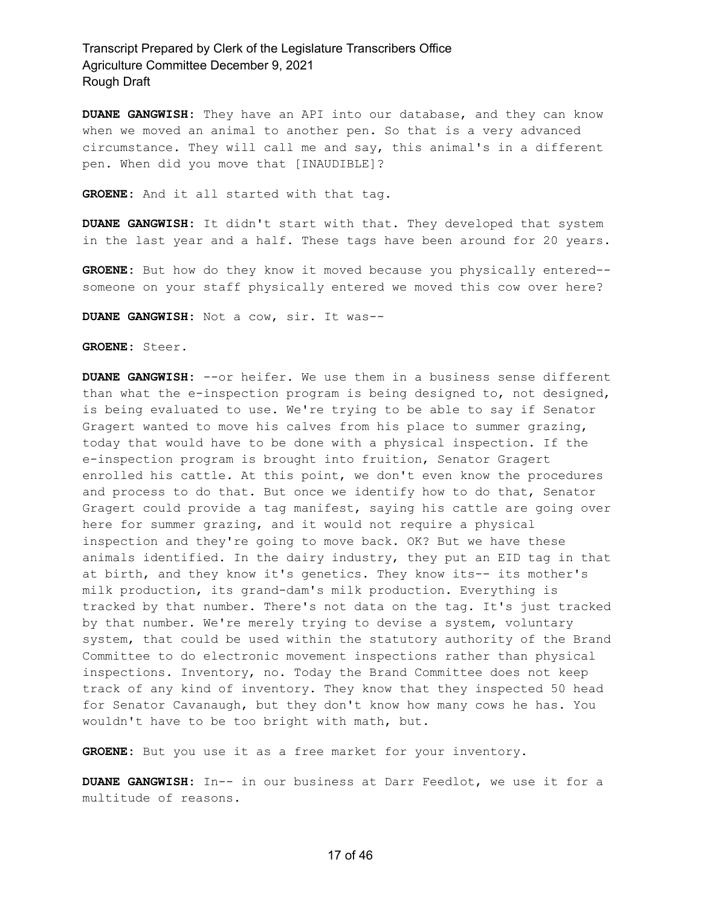**DUANE GANGWISH:** They have an API into our database, and they can know when we moved an animal to another pen. So that is a very advanced circumstance. They will call me and say, this animal's in a different pen. When did you move that [INAUDIBLE]?

**GROENE:** And it all started with that tag.

**DUANE GANGWISH:** It didn't start with that. They developed that system in the last year and a half. These tags have been around for 20 years.

**GROENE:** But how do they know it moved because you physically entered-- someone on your staff physically entered we moved this cow over here?

**DUANE GANGWISH:** Not a cow, sir. It was--

**GROENE:** Steer.

**DUANE GANGWISH:** --or heifer. We use them in a business sense different than what the e-inspection program is being designed to, not designed, is being evaluated to use. We're trying to be able to say if Senator Gragert wanted to move his calves from his place to summer grazing, today that would have to be done with a physical inspection. If the e-inspection program is brought into fruition, Senator Gragert enrolled his cattle. At this point, we don't even know the procedures and process to do that. But once we identify how to do that, Senator Gragert could provide a tag manifest, saying his cattle are going over here for summer grazing, and it would not require a physical inspection and they're going to move back. OK? But we have these animals identified. In the dairy industry, they put an EID tag in that at birth, and they know it's genetics. They know its-- its mother's milk production, its grand-dam's milk production. Everything is tracked by that number. There's not data on the tag. It's just tracked by that number. We're merely trying to devise a system, voluntary system, that could be used within the statutory authority of the Brand Committee to do electronic movement inspections rather than physical inspections. Inventory, no. Today the Brand Committee does not keep track of any kind of inventory. They know that they inspected 50 head for Senator Cavanaugh, but they don't know how many cows he has. You wouldn't have to be too bright with math, but.

**GROENE:** But you use it as a free market for your inventory.

**DUANE GANGWISH:** In-- in our business at Darr Feedlot, we use it for a multitude of reasons.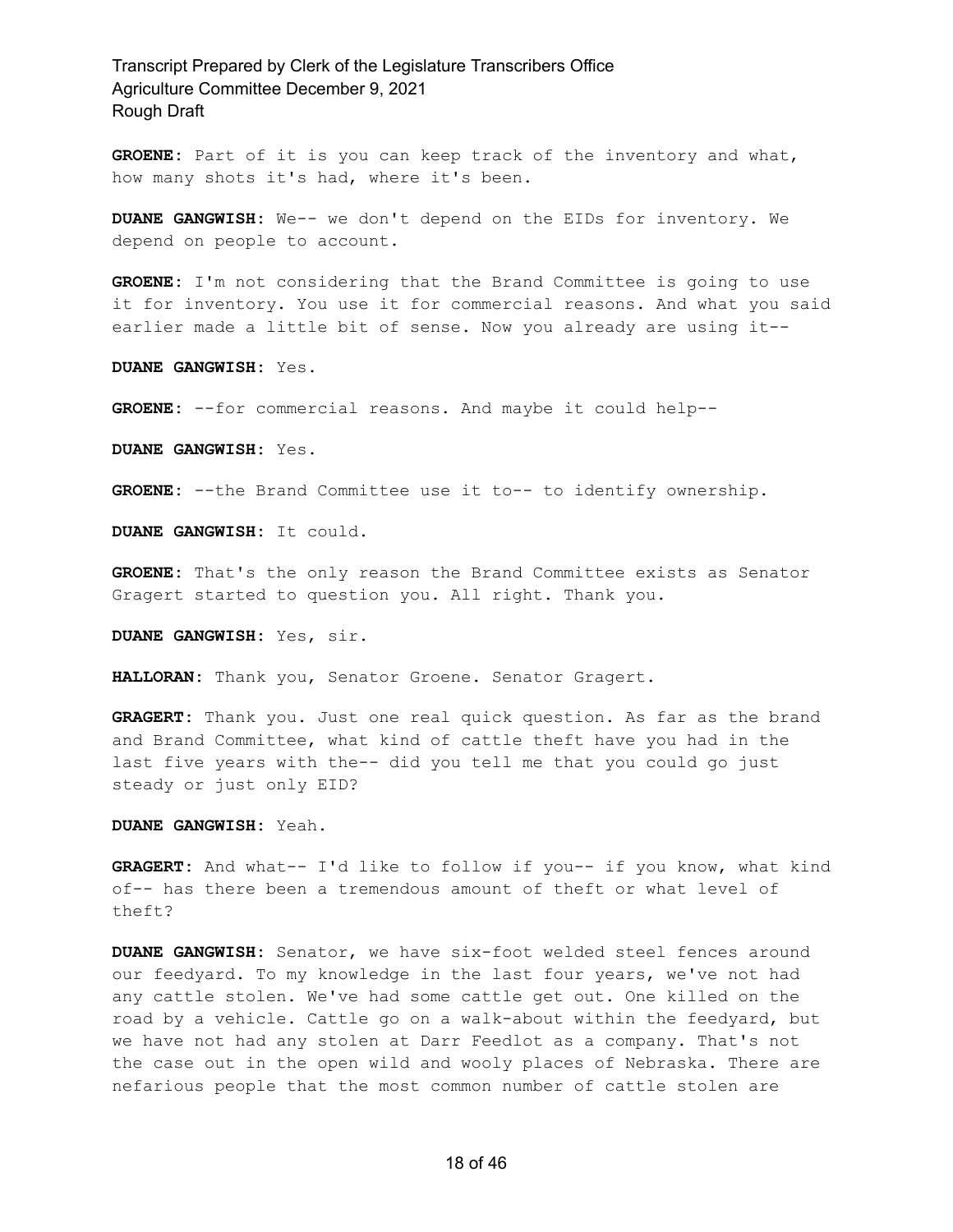**GROENE:** Part of it is you can keep track of the inventory and what, how many shots it's had, where it's been.

**DUANE GANGWISH:** We-- we don't depend on the EIDs for inventory. We depend on people to account.

**GROENE:** I'm not considering that the Brand Committee is going to use it for inventory. You use it for commercial reasons. And what you said earlier made a little bit of sense. Now you already are using it--

**DUANE GANGWISH:** Yes.

**GROENE:** --for commercial reasons. And maybe it could help--

**DUANE GANGWISH:** Yes.

**GROENE:** --the Brand Committee use it to-- to identify ownership.

**DUANE GANGWISH:** It could.

**GROENE:** That's the only reason the Brand Committee exists as Senator Gragert started to question you. All right. Thank you.

**DUANE GANGWISH:** Yes, sir.

**HALLORAN:** Thank you, Senator Groene. Senator Gragert.

**GRAGERT:** Thank you. Just one real quick question. As far as the brand and Brand Committee, what kind of cattle theft have you had in the last five years with the-- did you tell me that you could go just steady or just only EID?

**DUANE GANGWISH:** Yeah.

**GRAGERT:** And what-- I'd like to follow if you-- if you know, what kind of-- has there been a tremendous amount of theft or what level of theft?

**DUANE GANGWISH:** Senator, we have six-foot welded steel fences around our feedyard. To my knowledge in the last four years, we've not had any cattle stolen. We've had some cattle get out. One killed on the road by a vehicle. Cattle go on a walk-about within the feedyard, but we have not had any stolen at Darr Feedlot as a company. That's not the case out in the open wild and wooly places of Nebraska. There are nefarious people that the most common number of cattle stolen are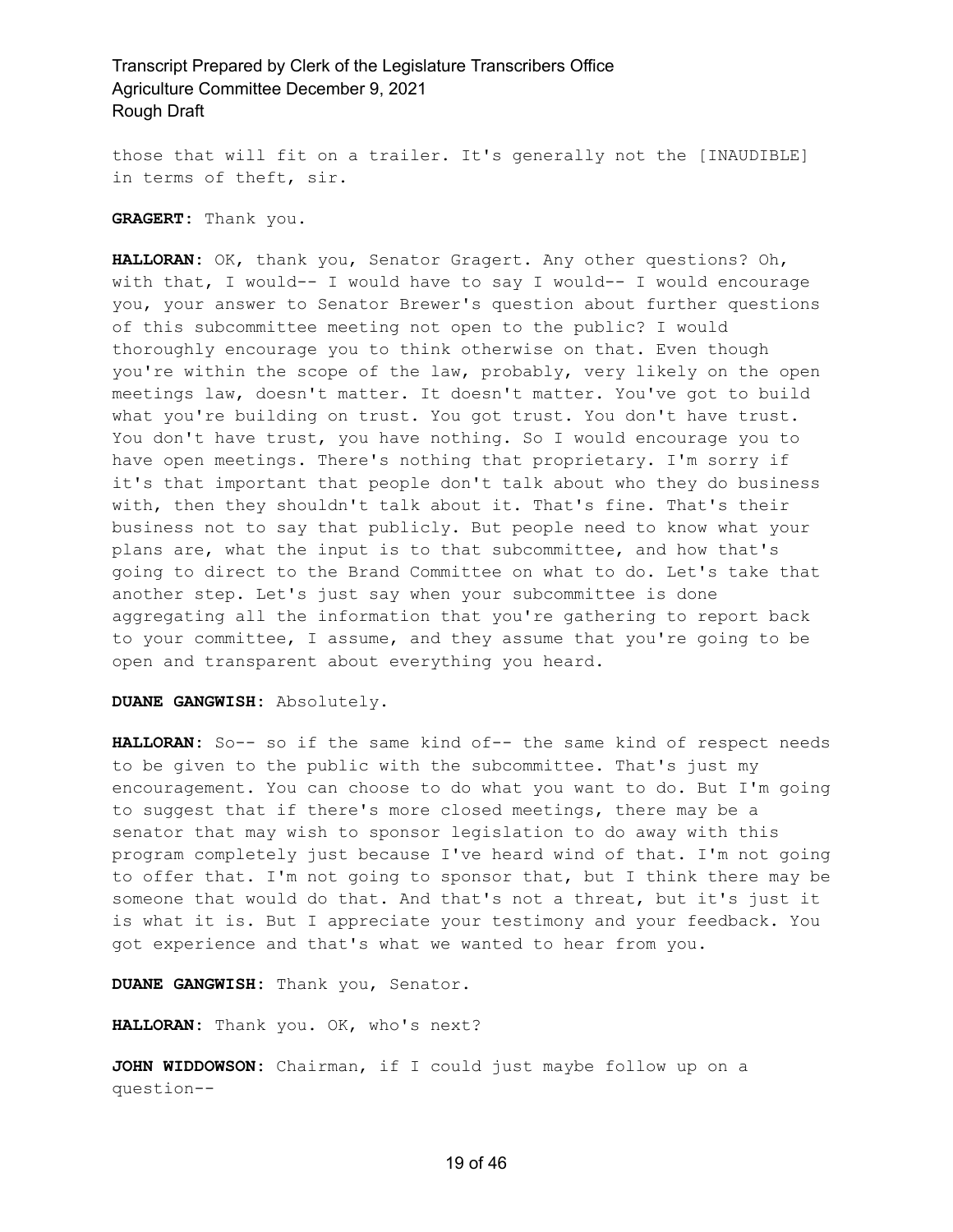those that will fit on a trailer. It's generally not the [INAUDIBLE] in terms of theft, sir.

**GRAGERT:** Thank you.

**HALLORAN:** OK, thank you, Senator Gragert. Any other questions? Oh, with that, I would-- I would have to say I would-- I would encourage you, your answer to Senator Brewer's question about further questions of this subcommittee meeting not open to the public? I would thoroughly encourage you to think otherwise on that. Even though you're within the scope of the law, probably, very likely on the open meetings law, doesn't matter. It doesn't matter. You've got to build what you're building on trust. You got trust. You don't have trust. You don't have trust, you have nothing. So I would encourage you to have open meetings. There's nothing that proprietary. I'm sorry if it's that important that people don't talk about who they do business with, then they shouldn't talk about it. That's fine. That's their business not to say that publicly. But people need to know what your plans are, what the input is to that subcommittee, and how that's going to direct to the Brand Committee on what to do. Let's take that another step. Let's just say when your subcommittee is done aggregating all the information that you're gathering to report back to your committee, I assume, and they assume that you're going to be open and transparent about everything you heard.

**DUANE GANGWISH:** Absolutely.

**HALLORAN:** So-- so if the same kind of-- the same kind of respect needs to be given to the public with the subcommittee. That's just my encouragement. You can choose to do what you want to do. But I'm going to suggest that if there's more closed meetings, there may be a senator that may wish to sponsor legislation to do away with this program completely just because I've heard wind of that. I'm not going to offer that. I'm not going to sponsor that, but I think there may be someone that would do that. And that's not a threat, but it's just it is what it is. But I appreciate your testimony and your feedback. You got experience and that's what we wanted to hear from you.

**DUANE GANGWISH:** Thank you, Senator.

**HALLORAN:** Thank you. OK, who's next?

**JOHN WIDDOWSON:** Chairman, if I could just maybe follow up on a question--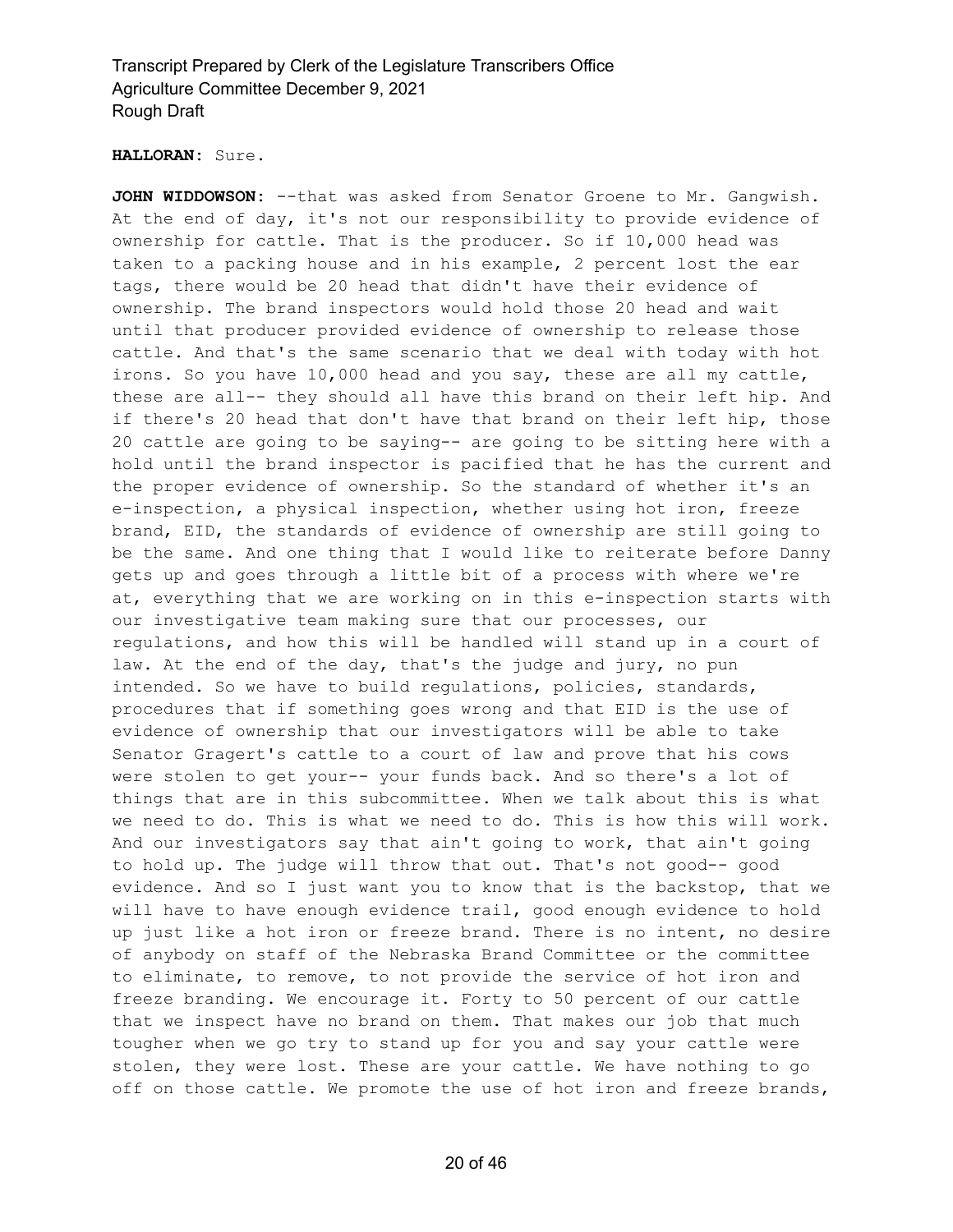**HALLORAN:** Sure.

**JOHN WIDDOWSON:** --that was asked from Senator Groene to Mr. Gangwish. At the end of day, it's not our responsibility to provide evidence of ownership for cattle. That is the producer. So if 10,000 head was taken to a packing house and in his example, 2 percent lost the ear tags, there would be 20 head that didn't have their evidence of ownership. The brand inspectors would hold those 20 head and wait until that producer provided evidence of ownership to release those cattle. And that's the same scenario that we deal with today with hot irons. So you have 10,000 head and you say, these are all my cattle, these are all-- they should all have this brand on their left hip. And if there's 20 head that don't have that brand on their left hip, those 20 cattle are going to be saying-- are going to be sitting here with a hold until the brand inspector is pacified that he has the current and the proper evidence of ownership. So the standard of whether it's an e-inspection, a physical inspection, whether using hot iron, freeze brand, EID, the standards of evidence of ownership are still going to be the same. And one thing that I would like to reiterate before Danny gets up and goes through a little bit of a process with where we're at, everything that we are working on in this e-inspection starts with our investigative team making sure that our processes, our regulations, and how this will be handled will stand up in a court of law. At the end of the day, that's the judge and jury, no pun intended. So we have to build regulations, policies, standards, procedures that if something goes wrong and that EID is the use of evidence of ownership that our investigators will be able to take Senator Gragert's cattle to a court of law and prove that his cows were stolen to get your-- your funds back. And so there's a lot of things that are in this subcommittee. When we talk about this is what we need to do. This is what we need to do. This is how this will work. And our investigators say that ain't going to work, that ain't going to hold up. The judge will throw that out. That's not good-- good evidence. And so I just want you to know that is the backstop, that we will have to have enough evidence trail, good enough evidence to hold up just like a hot iron or freeze brand. There is no intent, no desire of anybody on staff of the Nebraska Brand Committee or the committee to eliminate, to remove, to not provide the service of hot iron and freeze branding. We encourage it. Forty to 50 percent of our cattle that we inspect have no brand on them. That makes our job that much tougher when we go try to stand up for you and say your cattle were stolen, they were lost. These are your cattle. We have nothing to go off on those cattle. We promote the use of hot iron and freeze brands,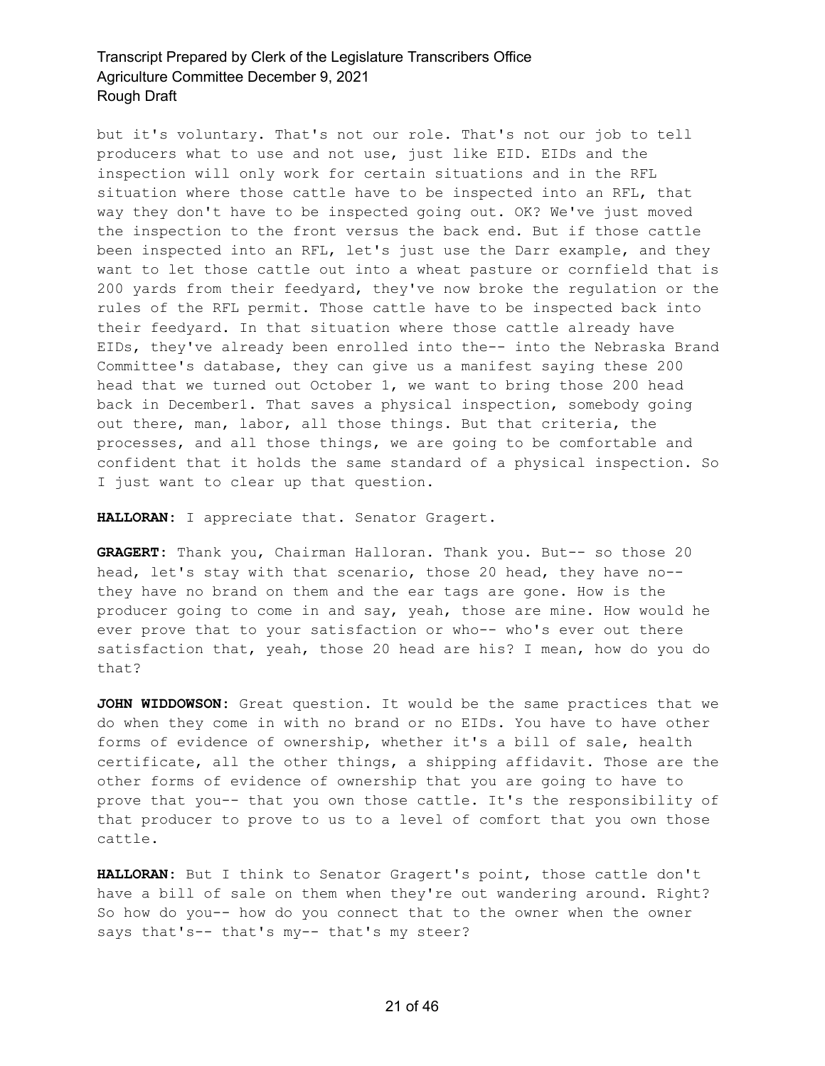but it's voluntary. That's not our role. That's not our job to tell producers what to use and not use, just like EID. EIDs and the inspection will only work for certain situations and in the RFL situation where those cattle have to be inspected into an RFL, that way they don't have to be inspected going out. OK? We've just moved the inspection to the front versus the back end. But if those cattle been inspected into an RFL, let's just use the Darr example, and they want to let those cattle out into a wheat pasture or cornfield that is 200 yards from their feedyard, they've now broke the regulation or the rules of the RFL permit. Those cattle have to be inspected back into their feedyard. In that situation where those cattle already have EIDs, they've already been enrolled into the-- into the Nebraska Brand Committee's database, they can give us a manifest saying these 200 head that we turned out October 1, we want to bring those 200 head back in December1. That saves a physical inspection, somebody going out there, man, labor, all those things. But that criteria, the processes, and all those things, we are going to be comfortable and confident that it holds the same standard of a physical inspection. So I just want to clear up that question.

**HALLORAN:** I appreciate that. Senator Gragert.

**GRAGERT:** Thank you, Chairman Halloran. Thank you. But-- so those 20 head, let's stay with that scenario, those 20 head, they have no-- they have no brand on them and the ear tags are gone. How is the producer going to come in and say, yeah, those are mine. How would he ever prove that to your satisfaction or who-- who's ever out there satisfaction that, yeah, those 20 head are his? I mean, how do you do that?

**JOHN WIDDOWSON:** Great question. It would be the same practices that we do when they come in with no brand or no EIDs. You have to have other forms of evidence of ownership, whether it's a bill of sale, health certificate, all the other things, a shipping affidavit. Those are the other forms of evidence of ownership that you are going to have to prove that you-- that you own those cattle. It's the responsibility of that producer to prove to us to a level of comfort that you own those cattle.

**HALLORAN:** But I think to Senator Gragert's point, those cattle don't have a bill of sale on them when they're out wandering around. Right? So how do you-- how do you connect that to the owner when the owner says that's-- that's my-- that's my steer?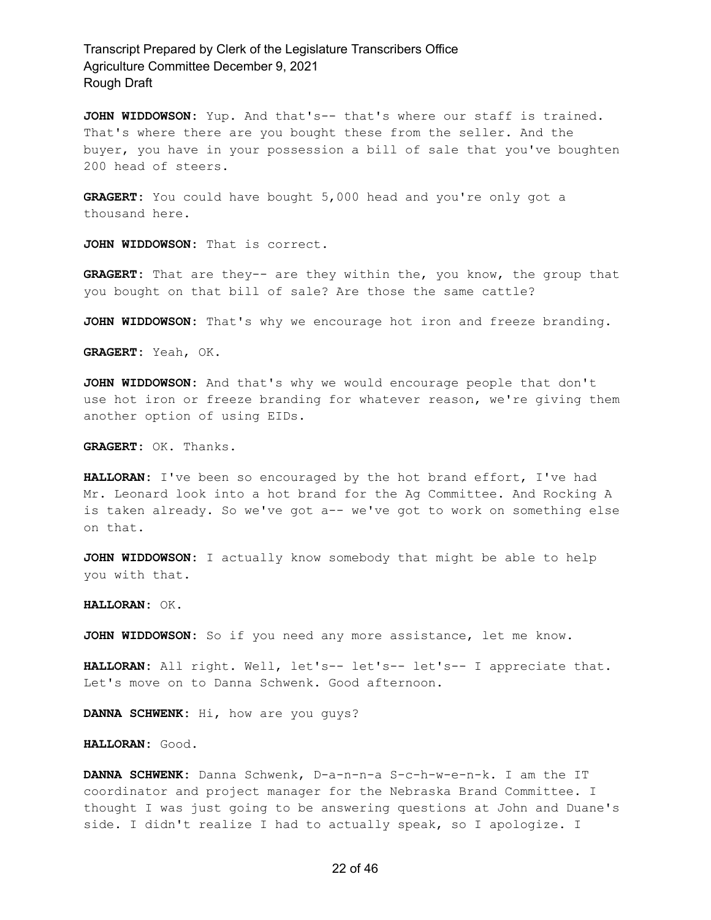**JOHN WIDDOWSON:** Yup. And that's-- that's where our staff is trained. That's where there are you bought these from the seller. And the buyer, you have in your possession a bill of sale that you've boughten 200 head of steers.

**GRAGERT:** You could have bought 5,000 head and you're only got a thousand here.

**JOHN WIDDOWSON:** That is correct.

**GRAGERT:** That are they-- are they within the, you know, the group that you bought on that bill of sale? Are those the same cattle?

**JOHN WIDDOWSON:** That's why we encourage hot iron and freeze branding.

**GRAGERT:** Yeah, OK.

**JOHN WIDDOWSON:** And that's why we would encourage people that don't use hot iron or freeze branding for whatever reason, we're giving them another option of using EIDs.

**GRAGERT:** OK. Thanks.

**HALLORAN:** I've been so encouraged by the hot brand effort, I've had Mr. Leonard look into a hot brand for the Ag Committee. And Rocking A is taken already. So we've got a-- we've got to work on something else on that.

**JOHN WIDDOWSON:** I actually know somebody that might be able to help you with that.

**HALLORAN:** OK.

**JOHN WIDDOWSON:** So if you need any more assistance, let me know.

**HALLORAN:** All right. Well, let's-- let's-- let's-- I appreciate that. Let's move on to Danna Schwenk. Good afternoon.

**DANNA SCHWENK:** Hi, how are you guys?

**HALLORAN:** Good.

**DANNA SCHWENK:** Danna Schwenk, D-a-n-n-a S-c-h-w-e-n-k. I am the IT coordinator and project manager for the Nebraska Brand Committee. I thought I was just going to be answering questions at John and Duane's side. I didn't realize I had to actually speak, so I apologize. I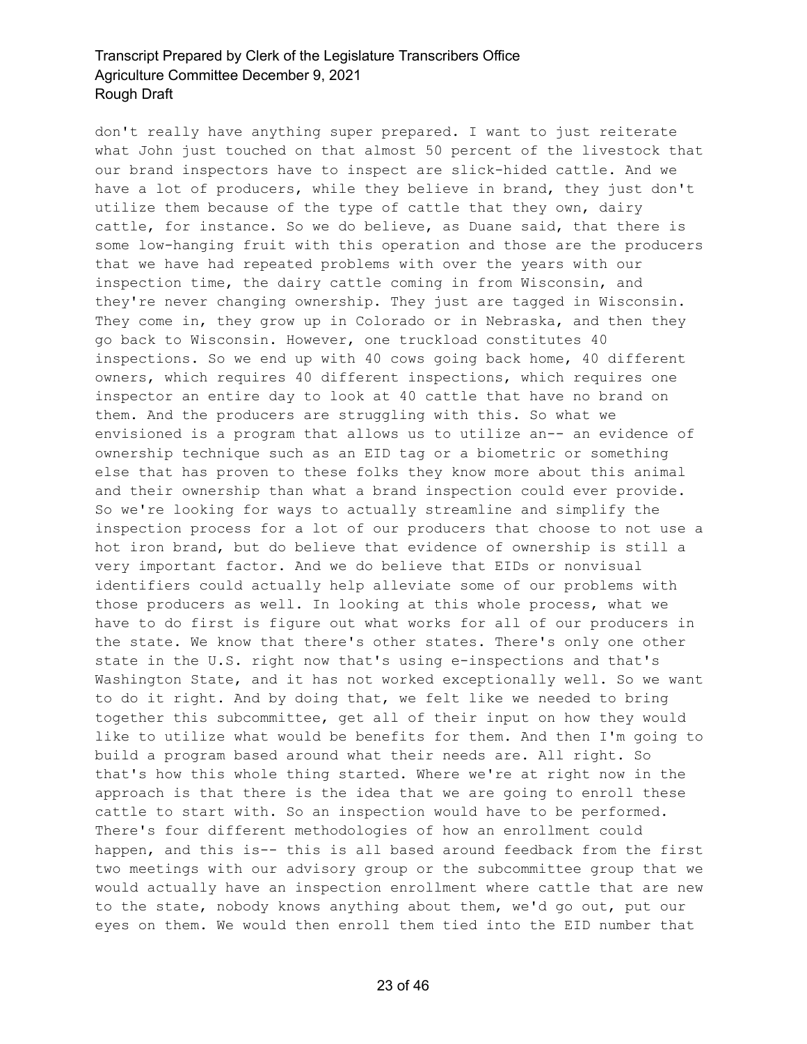don't really have anything super prepared. I want to just reiterate what John just touched on that almost 50 percent of the livestock that our brand inspectors have to inspect are slick-hided cattle. And we have a lot of producers, while they believe in brand, they just don't utilize them because of the type of cattle that they own, dairy cattle, for instance. So we do believe, as Duane said, that there is some low-hanging fruit with this operation and those are the producers that we have had repeated problems with over the years with our inspection time, the dairy cattle coming in from Wisconsin, and they're never changing ownership. They just are tagged in Wisconsin. They come in, they grow up in Colorado or in Nebraska, and then they go back to Wisconsin. However, one truckload constitutes 40 inspections. So we end up with 40 cows going back home, 40 different owners, which requires 40 different inspections, which requires one inspector an entire day to look at 40 cattle that have no brand on them. And the producers are struggling with this. So what we envisioned is a program that allows us to utilize an-- an evidence of ownership technique such as an EID tag or a biometric or something else that has proven to these folks they know more about this animal and their ownership than what a brand inspection could ever provide. So we're looking for ways to actually streamline and simplify the inspection process for a lot of our producers that choose to not use a hot iron brand, but do believe that evidence of ownership is still a very important factor. And we do believe that EIDs or nonvisual identifiers could actually help alleviate some of our problems with those producers as well. In looking at this whole process, what we have to do first is figure out what works for all of our producers in the state. We know that there's other states. There's only one other state in the U.S. right now that's using e-inspections and that's Washington State, and it has not worked exceptionally well. So we want to do it right. And by doing that, we felt like we needed to bring together this subcommittee, get all of their input on how they would like to utilize what would be benefits for them. And then I'm going to build a program based around what their needs are. All right. So that's how this whole thing started. Where we're at right now in the approach is that there is the idea that we are going to enroll these cattle to start with. So an inspection would have to be performed. There's four different methodologies of how an enrollment could happen, and this is-- this is all based around feedback from the first two meetings with our advisory group or the subcommittee group that we would actually have an inspection enrollment where cattle that are new to the state, nobody knows anything about them, we'd go out, put our eyes on them. We would then enroll them tied into the EID number that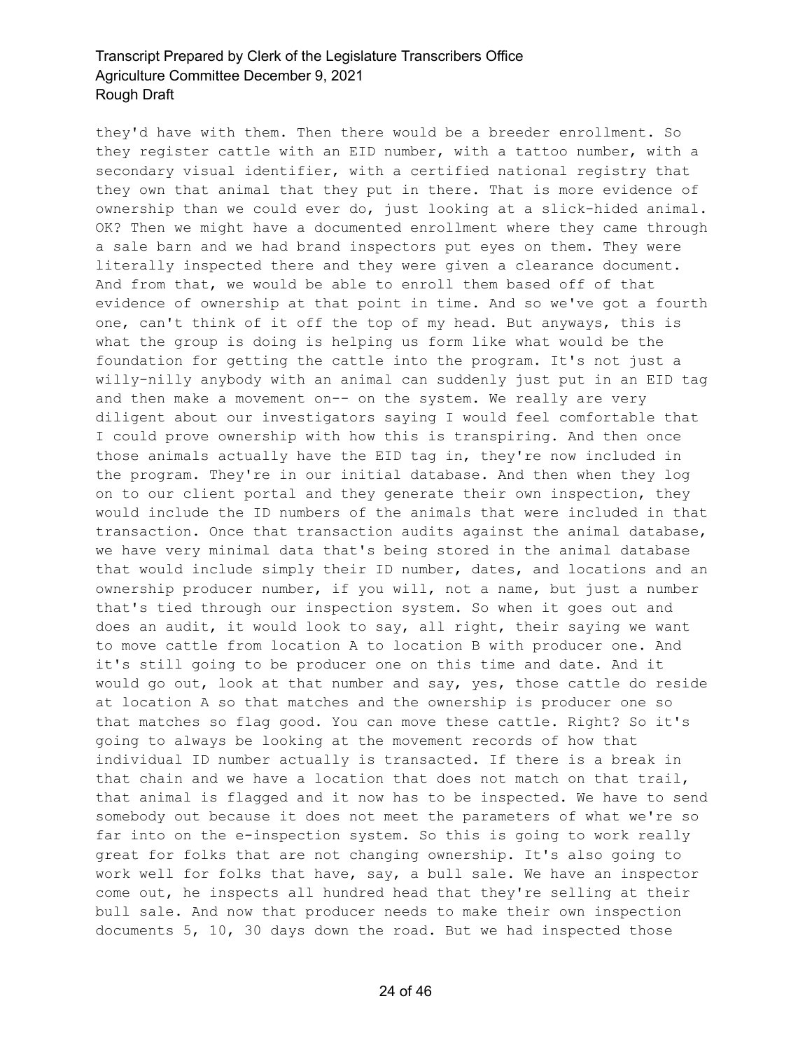they'd have with them. Then there would be a breeder enrollment. So they register cattle with an EID number, with a tattoo number, with a secondary visual identifier, with a certified national registry that they own that animal that they put in there. That is more evidence of ownership than we could ever do, just looking at a slick-hided animal. OK? Then we might have a documented enrollment where they came through a sale barn and we had brand inspectors put eyes on them. They were literally inspected there and they were given a clearance document. And from that, we would be able to enroll them based off of that evidence of ownership at that point in time. And so we've got a fourth one, can't think of it off the top of my head. But anyways, this is what the group is doing is helping us form like what would be the foundation for getting the cattle into the program. It's not just a willy-nilly anybody with an animal can suddenly just put in an EID tag and then make a movement on-- on the system. We really are very diligent about our investigators saying I would feel comfortable that I could prove ownership with how this is transpiring. And then once those animals actually have the EID tag in, they're now included in the program. They're in our initial database. And then when they log on to our client portal and they generate their own inspection, they would include the ID numbers of the animals that were included in that transaction. Once that transaction audits against the animal database, we have very minimal data that's being stored in the animal database that would include simply their ID number, dates, and locations and an ownership producer number, if you will, not a name, but just a number that's tied through our inspection system. So when it goes out and does an audit, it would look to say, all right, their saying we want to move cattle from location A to location B with producer one. And it's still going to be producer one on this time and date. And it would go out, look at that number and say, yes, those cattle do reside at location A so that matches and the ownership is producer one so that matches so flag good. You can move these cattle. Right? So it's going to always be looking at the movement records of how that individual ID number actually is transacted. If there is a break in that chain and we have a location that does not match on that trail, that animal is flagged and it now has to be inspected. We have to send somebody out because it does not meet the parameters of what we're so far into on the e-inspection system. So this is going to work really great for folks that are not changing ownership. It's also going to work well for folks that have, say, a bull sale. We have an inspector come out, he inspects all hundred head that they're selling at their bull sale. And now that producer needs to make their own inspection documents 5, 10, 30 days down the road. But we had inspected those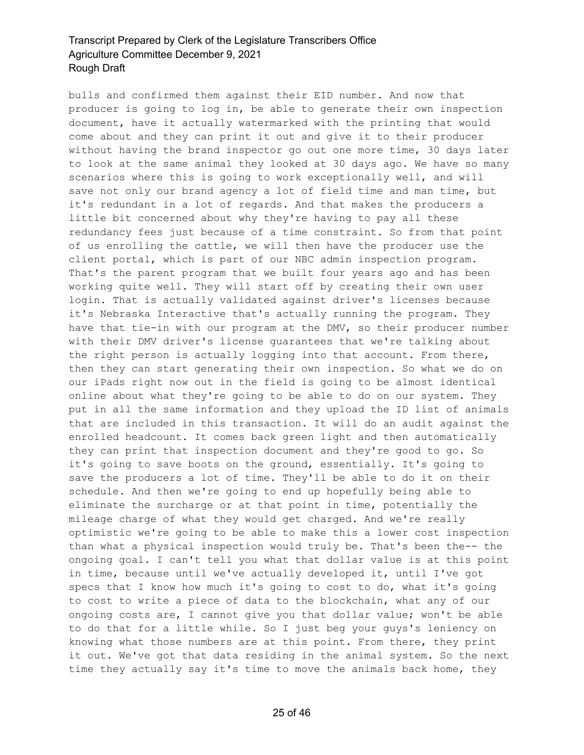bulls and confirmed them against their EID number. And now that producer is going to log in, be able to generate their own inspection document, have it actually watermarked with the printing that would come about and they can print it out and give it to their producer without having the brand inspector go out one more time, 30 days later to look at the same animal they looked at 30 days ago. We have so many scenarios where this is going to work exceptionally well, and will save not only our brand agency a lot of field time and man time, but it's redundant in a lot of regards. And that makes the producers a little bit concerned about why they're having to pay all these redundancy fees just because of a time constraint. So from that point of us enrolling the cattle, we will then have the producer use the client portal, which is part of our NBC admin inspection program. That's the parent program that we built four years ago and has been working quite well. They will start off by creating their own user login. That is actually validated against driver's licenses because it's Nebraska Interactive that's actually running the program. They have that tie-in with our program at the DMV, so their producer number with their DMV driver's license guarantees that we're talking about the right person is actually logging into that account. From there, then they can start generating their own inspection. So what we do on our iPads right now out in the field is going to be almost identical online about what they're going to be able to do on our system. They put in all the same information and they upload the ID list of animals that are included in this transaction. It will do an audit against the enrolled headcount. It comes back green light and then automatically they can print that inspection document and they're good to go. So it's going to save boots on the ground, essentially. It's going to save the producers a lot of time. They'll be able to do it on their schedule. And then we're going to end up hopefully being able to eliminate the surcharge or at that point in time, potentially the mileage charge of what they would get charged. And we're really optimistic we're going to be able to make this a lower cost inspection than what a physical inspection would truly be. That's been the-- the ongoing goal. I can't tell you what that dollar value is at this point in time, because until we've actually developed it, until I've got specs that I know how much it's going to cost to do, what it's going to cost to write a piece of data to the blockchain, what any of our ongoing costs are, I cannot give you that dollar value; won't be able to do that for a little while. So I just beg your guys's leniency on knowing what those numbers are at this point. From there, they print it out. We've got that data residing in the animal system. So the next time they actually say it's time to move the animals back home, they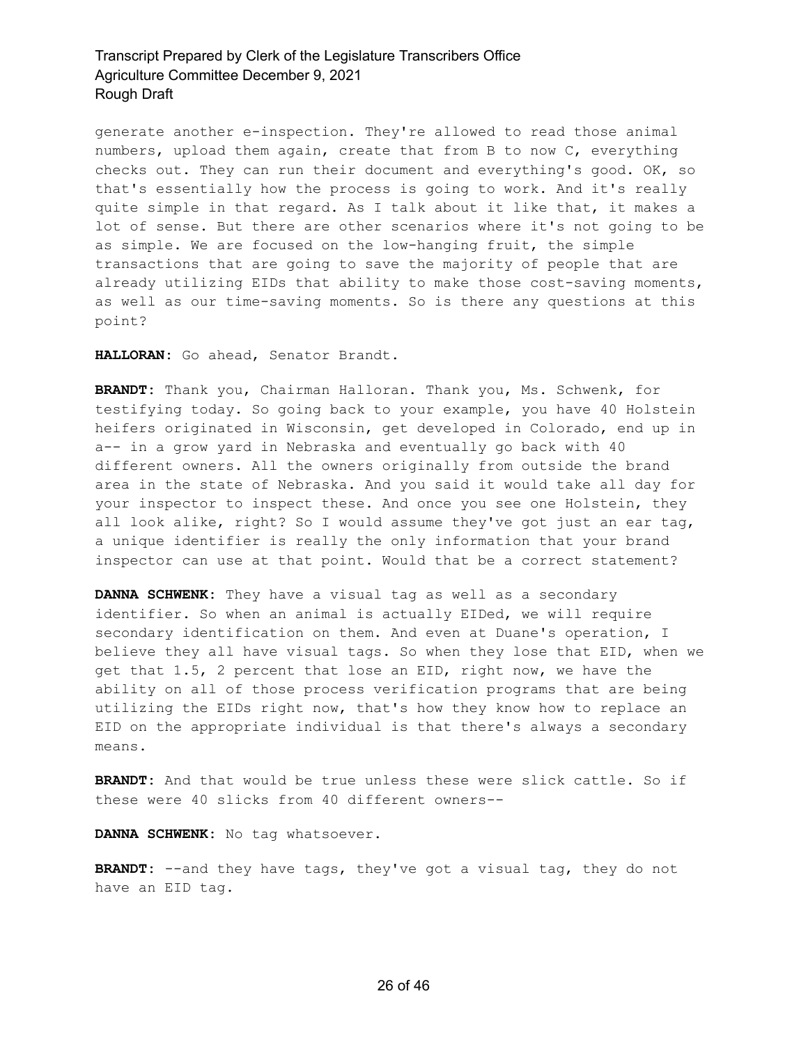generate another e-inspection. They're allowed to read those animal numbers, upload them again, create that from B to now C, everything checks out. They can run their document and everything's good. OK, so that's essentially how the process is going to work. And it's really quite simple in that regard. As I talk about it like that, it makes a lot of sense. But there are other scenarios where it's not going to be as simple. We are focused on the low-hanging fruit, the simple transactions that are going to save the majority of people that are already utilizing EIDs that ability to make those cost-saving moments, as well as our time-saving moments. So is there any questions at this point?

**HALLORAN:** Go ahead, Senator Brandt.

**BRANDT:** Thank you, Chairman Halloran. Thank you, Ms. Schwenk, for testifying today. So going back to your example, you have 40 Holstein heifers originated in Wisconsin, get developed in Colorado, end up in a-- in a grow yard in Nebraska and eventually go back with 40 different owners. All the owners originally from outside the brand area in the state of Nebraska. And you said it would take all day for your inspector to inspect these. And once you see one Holstein, they all look alike, right? So I would assume they've got just an ear tag, a unique identifier is really the only information that your brand inspector can use at that point. Would that be a correct statement?

**DANNA SCHWENK:** They have a visual tag as well as a secondary identifier. So when an animal is actually EIDed, we will require secondary identification on them. And even at Duane's operation, I believe they all have visual tags. So when they lose that EID, when we get that 1.5, 2 percent that lose an EID, right now, we have the ability on all of those process verification programs that are being utilizing the EIDs right now, that's how they know how to replace an EID on the appropriate individual is that there's always a secondary means.

**BRANDT:** And that would be true unless these were slick cattle. So if these were 40 slicks from 40 different owners--

**DANNA SCHWENK:** No tag whatsoever.

**BRANDT:** --and they have tags, they've got a visual tag, they do not have an EID tag.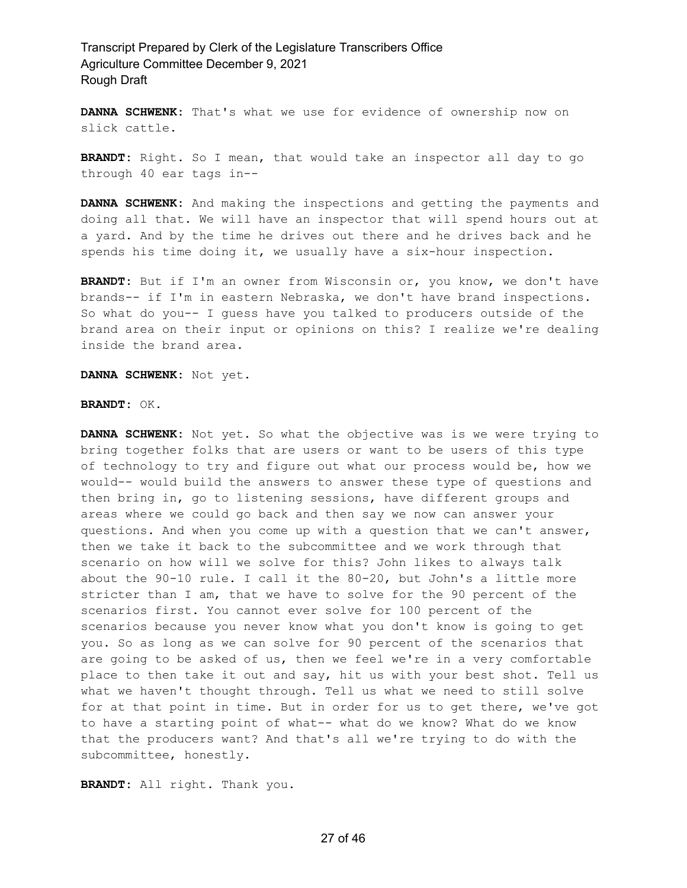**DANNA SCHWENK:** That's what we use for evidence of ownership now on slick cattle.

**BRANDT:** Right. So I mean, that would take an inspector all day to go through 40 ear tags in--

**DANNA SCHWENK:** And making the inspections and getting the payments and doing all that. We will have an inspector that will spend hours out at a yard. And by the time he drives out there and he drives back and he spends his time doing it, we usually have a six-hour inspection.

**BRANDT:** But if I'm an owner from Wisconsin or, you know, we don't have brands-- if I'm in eastern Nebraska, we don't have brand inspections. So what do you-- I guess have you talked to producers outside of the brand area on their input or opinions on this? I realize we're dealing inside the brand area.

**DANNA SCHWENK:** Not yet.

**BRANDT:** OK.

**DANNA SCHWENK:** Not yet. So what the objective was is we were trying to bring together folks that are users or want to be users of this type of technology to try and figure out what our process would be, how we would-- would build the answers to answer these type of questions and then bring in, go to listening sessions, have different groups and areas where we could go back and then say we now can answer your questions. And when you come up with a question that we can't answer, then we take it back to the subcommittee and we work through that scenario on how will we solve for this? John likes to always talk about the 90-10 rule. I call it the 80-20, but John's a little more stricter than I am, that we have to solve for the 90 percent of the scenarios first. You cannot ever solve for 100 percent of the scenarios because you never know what you don't know is going to get you. So as long as we can solve for 90 percent of the scenarios that are going to be asked of us, then we feel we're in a very comfortable place to then take it out and say, hit us with your best shot. Tell us what we haven't thought through. Tell us what we need to still solve for at that point in time. But in order for us to get there, we've got to have a starting point of what-- what do we know? What do we know that the producers want? And that's all we're trying to do with the subcommittee, honestly.

**BRANDT:** All right. Thank you.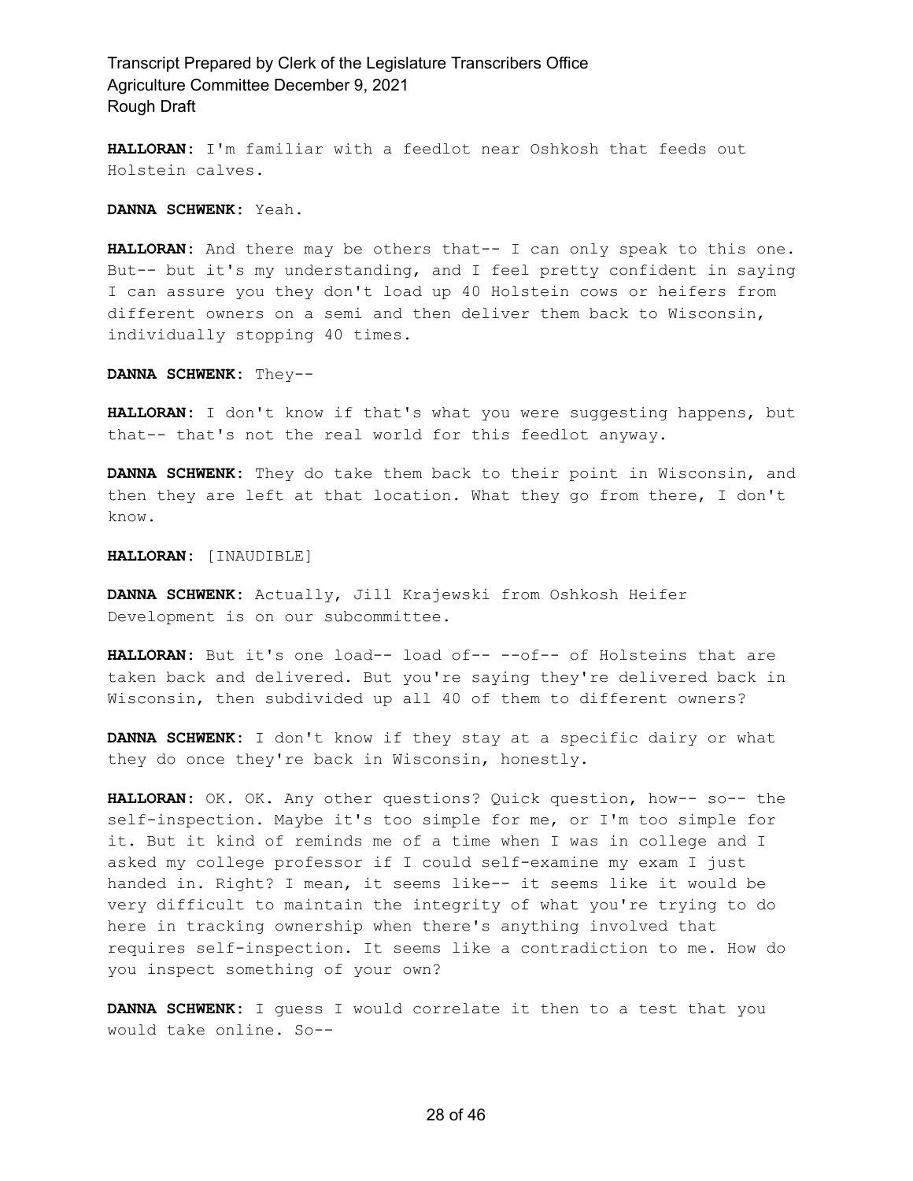**HALLORAN:** I'm familiar with a feedlot near Oshkosh that feeds out Holstein calves.

**DANNA SCHWENK:** Yeah.

**HALLORAN:** And there may be others that-- I can only speak to this one. But-- but it's my understanding, and I feel pretty confident in saying I can assure you they don't load up 40 Holstein cows or heifers from different owners on a semi and then deliver them back to Wisconsin, individually stopping 40 times.

**DANNA SCHWENK:** They--

**HALLORAN:** I don't know if that's what you were suggesting happens, but that-- that's not the real world for this feedlot anyway.

**DANNA SCHWENK:** They do take them back to their point in Wisconsin, and then they are left at that location. What they go from there, I don't know.

**HALLORAN:** [INAUDIBLE]

**DANNA SCHWENK:** Actually, Jill Krajewski from Oshkosh Heifer Development is on our subcommittee.

**HALLORAN:** But it's one load-- load of-- --of-- of Holsteins that are taken back and delivered. But you're saying they're delivered back in Wisconsin, then subdivided up all 40 of them to different owners?

**DANNA SCHWENK:** I don't know if they stay at a specific dairy or what they do once they're back in Wisconsin, honestly.

**HALLORAN:** OK. OK. Any other questions? Quick question, how-- so-- the self-inspection. Maybe it's too simple for me, or I'm too simple for it. But it kind of reminds me of a time when I was in college and I asked my college professor if I could self-examine my exam I just handed in. Right? I mean, it seems like-- it seems like it would be very difficult to maintain the integrity of what you're trying to do here in tracking ownership when there's anything involved that requires self-inspection. It seems like a contradiction to me. How do you inspect something of your own?

**DANNA SCHWENK:** I guess I would correlate it then to a test that you would take online. So--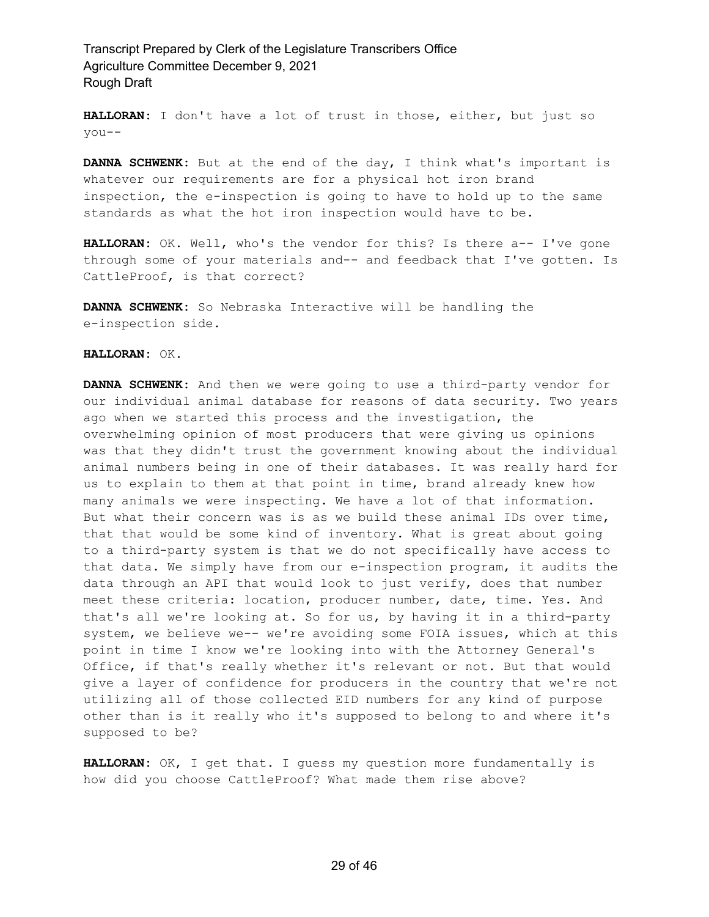**HALLORAN:** I don't have a lot of trust in those, either, but just so you--

**DANNA SCHWENK:** But at the end of the day, I think what's important is whatever our requirements are for a physical hot iron brand inspection, the e-inspection is going to have to hold up to the same standards as what the hot iron inspection would have to be.

**HALLORAN:** OK. Well, who's the vendor for this? Is there a-- I've gone through some of your materials and-- and feedback that I've gotten. Is CattleProof, is that correct?

**DANNA SCHWENK:** So Nebraska Interactive will be handling the e-inspection side.

**HALLORAN:** OK.

**DANNA SCHWENK:** And then we were going to use a third-party vendor for our individual animal database for reasons of data security. Two years ago when we started this process and the investigation, the overwhelming opinion of most producers that were giving us opinions was that they didn't trust the government knowing about the individual animal numbers being in one of their databases. It was really hard for us to explain to them at that point in time, brand already knew how many animals we were inspecting. We have a lot of that information. But what their concern was is as we build these animal IDs over time, that that would be some kind of inventory. What is great about going to a third-party system is that we do not specifically have access to that data. We simply have from our e-inspection program, it audits the data through an API that would look to just verify, does that number meet these criteria: location, producer number, date, time. Yes. And that's all we're looking at. So for us, by having it in a third-party system, we believe we-- we're avoiding some FOIA issues, which at this point in time I know we're looking into with the Attorney General's Office, if that's really whether it's relevant or not. But that would give a layer of confidence for producers in the country that we're not utilizing all of those collected EID numbers for any kind of purpose other than is it really who it's supposed to belong to and where it's supposed to be?

**HALLORAN:** OK, I get that. I guess my question more fundamentally is how did you choose CattleProof? What made them rise above?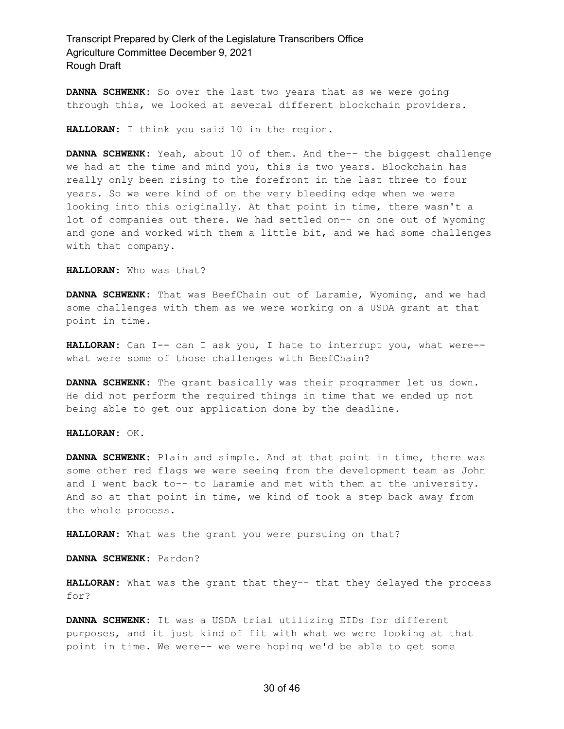**DANNA SCHWENK:** So over the last two years that as we were going through this, we looked at several different blockchain providers.

**HALLORAN:** I think you said 10 in the region.

**DANNA SCHWENK:** Yeah, about 10 of them. And the-- the biggest challenge we had at the time and mind you, this is two years. Blockchain has really only been rising to the forefront in the last three to four years. So we were kind of on the very bleeding edge when we were looking into this originally. At that point in time, there wasn't a lot of companies out there. We had settled on-- on one out of Wyoming and gone and worked with them a little bit, and we had some challenges with that company.

**HALLORAN:** Who was that?

**DANNA SCHWENK:** That was BeefChain out of Laramie, Wyoming, and we had some challenges with them as we were working on a USDA grant at that point in time.

**HALLORAN:** Can I-- can I ask you, I hate to interrupt you, what were-- what were some of those challenges with BeefChain?

**DANNA SCHWENK:** The grant basically was their programmer let us down. He did not perform the required things in time that we ended up not being able to get our application done by the deadline.

**HALLORAN:** OK.

**DANNA SCHWENK:** Plain and simple. And at that point in time, there was some other red flags we were seeing from the development team as John and I went back to-- to Laramie and met with them at the university. And so at that point in time, we kind of took a step back away from the whole process.

**HALLORAN:** What was the grant you were pursuing on that?

**DANNA SCHWENK:** Pardon?

**HALLORAN:** What was the grant that they-- that they delayed the process for?

**DANNA SCHWENK:** It was a USDA trial utilizing EIDs for different purposes, and it just kind of fit with what we were looking at that point in time. We were-- we were hoping we'd be able to get some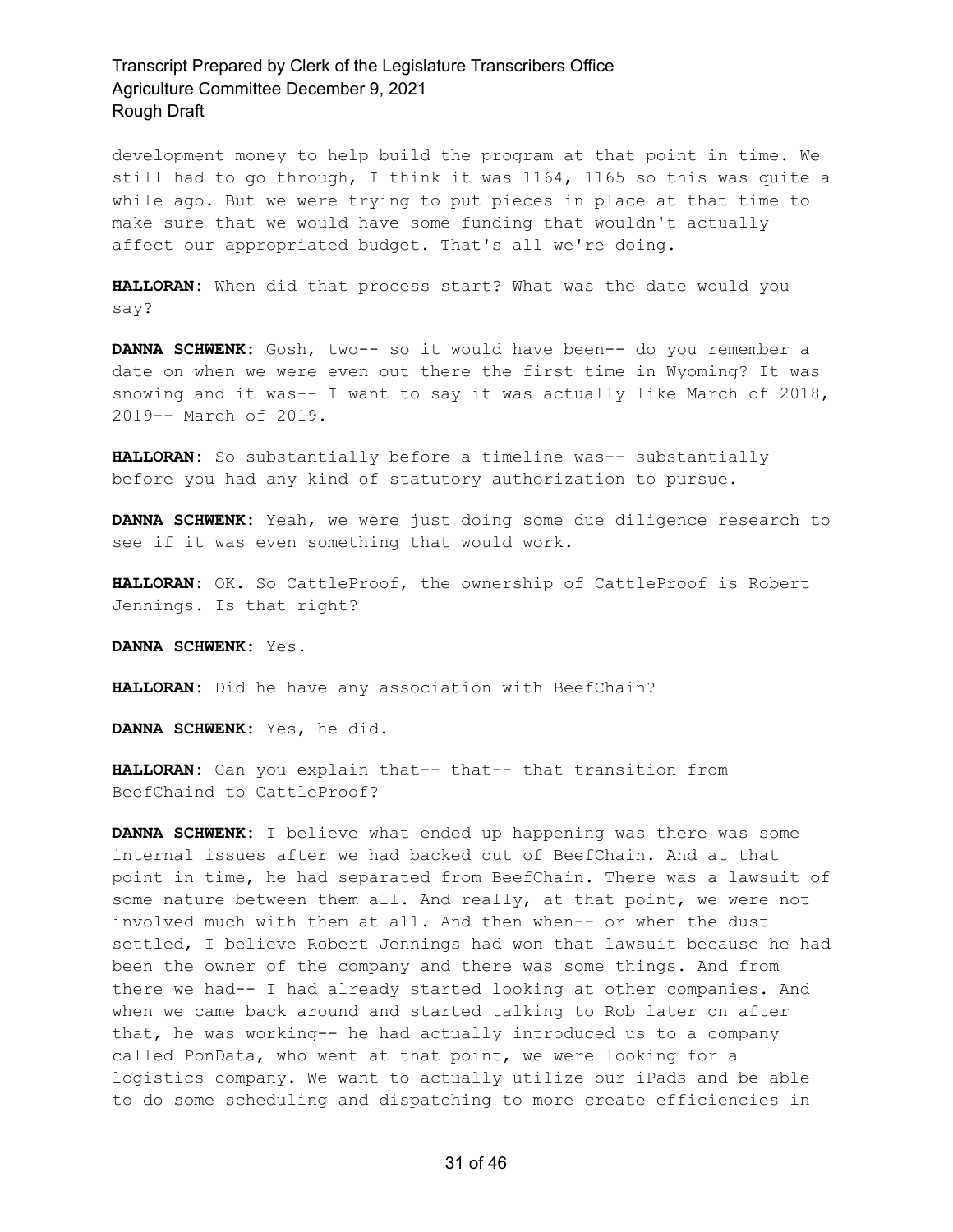development money to help build the program at that point in time. We still had to go through, I think it was 1164, 1165 so this was quite a while ago. But we were trying to put pieces in place at that time to make sure that we would have some funding that wouldn't actually affect our appropriated budget. That's all we're doing.

**HALLORAN:** When did that process start? What was the date would you say?

**DANNA SCHWENK:** Gosh, two-- so it would have been-- do you remember a date on when we were even out there the first time in Wyoming? It was snowing and it was-- I want to say it was actually like March of 2018, 2019-- March of 2019.

**HALLORAN:** So substantially before a timeline was-- substantially before you had any kind of statutory authorization to pursue.

**DANNA SCHWENK:** Yeah, we were just doing some due diligence research to see if it was even something that would work.

**HALLORAN:** OK. So CattleProof, the ownership of CattleProof is Robert Jennings. Is that right?

**DANNA SCHWENK:** Yes.

**HALLORAN:** Did he have any association with BeefChain?

**DANNA SCHWENK:** Yes, he did.

**HALLORAN:** Can you explain that-- that-- that transition from BeefChaind to CattleProof?

**DANNA SCHWENK:** I believe what ended up happening was there was some internal issues after we had backed out of BeefChain. And at that point in time, he had separated from BeefChain. There was a lawsuit of some nature between them all. And really, at that point, we were not involved much with them at all. And then when-- or when the dust settled, I believe Robert Jennings had won that lawsuit because he had been the owner of the company and there was some things. And from there we had-- I had already started looking at other companies. And when we came back around and started talking to Rob later on after that, he was working-- he had actually introduced us to a company called PonData, who went at that point, we were looking for a logistics company. We want to actually utilize our iPads and be able to do some scheduling and dispatching to more create efficiencies in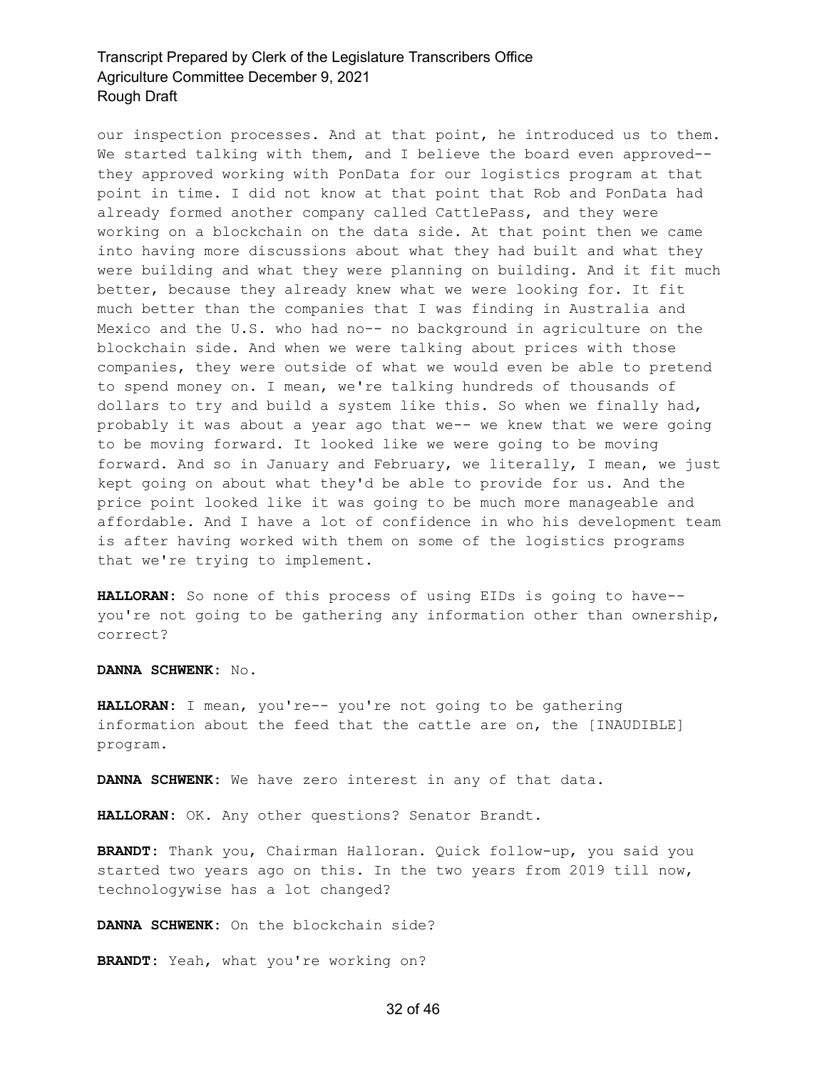our inspection processes. And at that point, he introduced us to them. We started talking with them, and I believe the board even approved-- they approved working with PonData for our logistics program at that point in time. I did not know at that point that Rob and PonData had already formed another company called CattlePass, and they were working on a blockchain on the data side. At that point then we came into having more discussions about what they had built and what they were building and what they were planning on building. And it fit much better, because they already knew what we were looking for. It fit much better than the companies that I was finding in Australia and Mexico and the U.S. who had no-- no background in agriculture on the blockchain side. And when we were talking about prices with those companies, they were outside of what we would even be able to pretend to spend money on. I mean, we're talking hundreds of thousands of dollars to try and build a system like this. So when we finally had, probably it was about a year ago that we-- we knew that we were going to be moving forward. It looked like we were going to be moving forward. And so in January and February, we literally, I mean, we just kept going on about what they'd be able to provide for us. And the price point looked like it was going to be much more manageable and affordable. And I have a lot of confidence in who his development team is after having worked with them on some of the logistics programs that we're trying to implement.

**HALLORAN:** So none of this process of using EIDs is going to have-- you're not going to be gathering any information other than ownership, correct?

**DANNA SCHWENK:** No.

**HALLORAN:** I mean, you're-- you're not going to be gathering information about the feed that the cattle are on, the [INAUDIBLE] program.

**DANNA SCHWENK:** We have zero interest in any of that data.

**HALLORAN:** OK. Any other questions? Senator Brandt.

**BRANDT:** Thank you, Chairman Halloran. Quick follow-up, you said you started two years ago on this. In the two years from 2019 till now, technologywise has a lot changed?

**DANNA SCHWENK:** On the blockchain side?

**BRANDT:** Yeah, what you're working on?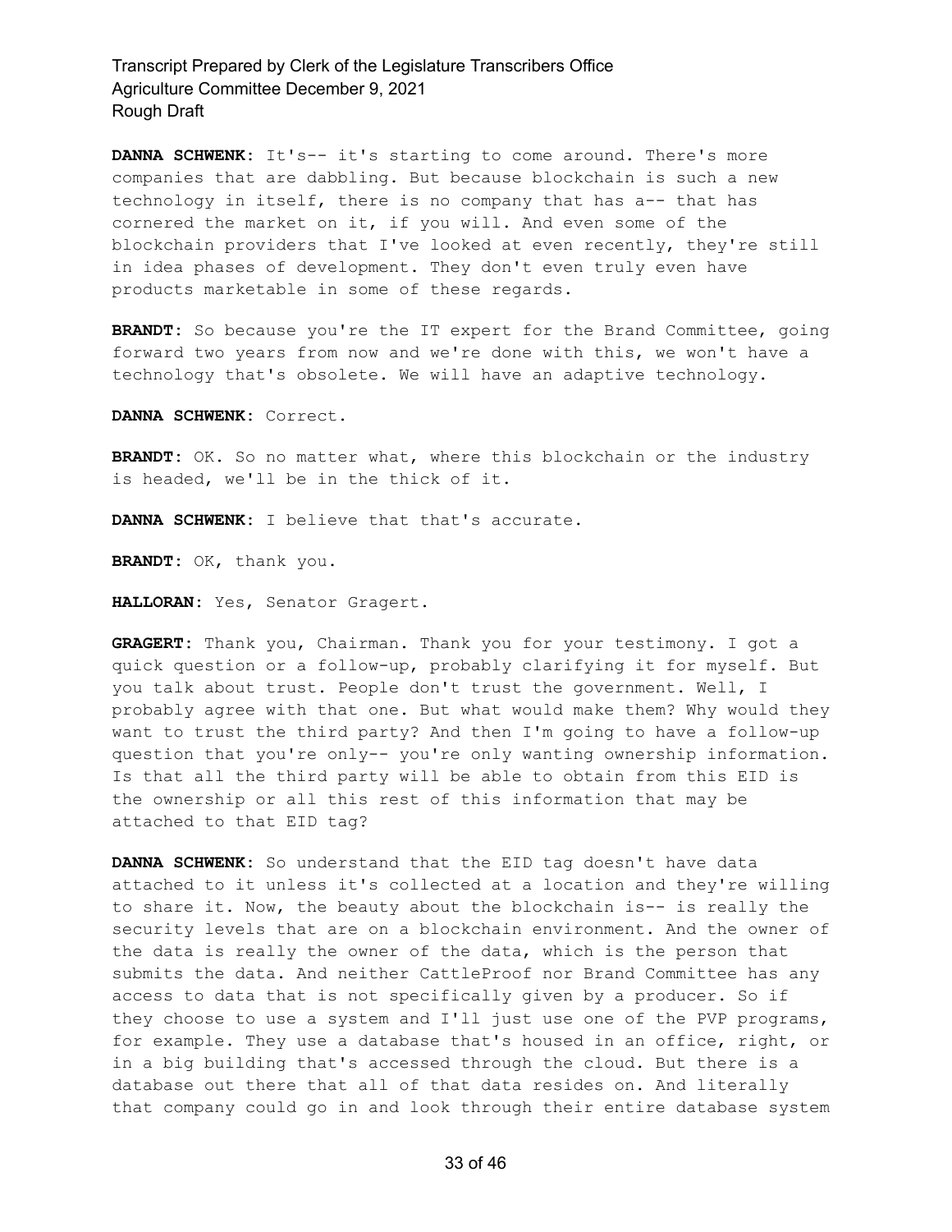**DANNA SCHWENK:** It's-- it's starting to come around. There's more companies that are dabbling. But because blockchain is such a new technology in itself, there is no company that has a-- that has cornered the market on it, if you will. And even some of the blockchain providers that I've looked at even recently, they're still in idea phases of development. They don't even truly even have products marketable in some of these regards.

**BRANDT:** So because you're the IT expert for the Brand Committee, going forward two years from now and we're done with this, we won't have a technology that's obsolete. We will have an adaptive technology.

**DANNA SCHWENK:** Correct.

**BRANDT:** OK. So no matter what, where this blockchain or the industry is headed, we'll be in the thick of it.

**DANNA SCHWENK:** I believe that that's accurate.

**BRANDT:** OK, thank you.

**HALLORAN:** Yes, Senator Gragert.

**GRAGERT:** Thank you, Chairman. Thank you for your testimony. I got a quick question or a follow-up, probably clarifying it for myself. But you talk about trust. People don't trust the government. Well, I probably agree with that one. But what would make them? Why would they want to trust the third party? And then I'm going to have a follow-up question that you're only-- you're only wanting ownership information. Is that all the third party will be able to obtain from this EID is the ownership or all this rest of this information that may be attached to that EID tag?

**DANNA SCHWENK:** So understand that the EID tag doesn't have data attached to it unless it's collected at a location and they're willing to share it. Now, the beauty about the blockchain is-- is really the security levels that are on a blockchain environment. And the owner of the data is really the owner of the data, which is the person that submits the data. And neither CattleProof nor Brand Committee has any access to data that is not specifically given by a producer. So if they choose to use a system and I'll just use one of the PVP programs, for example. They use a database that's housed in an office, right, or in a big building that's accessed through the cloud. But there is a database out there that all of that data resides on. And literally that company could go in and look through their entire database system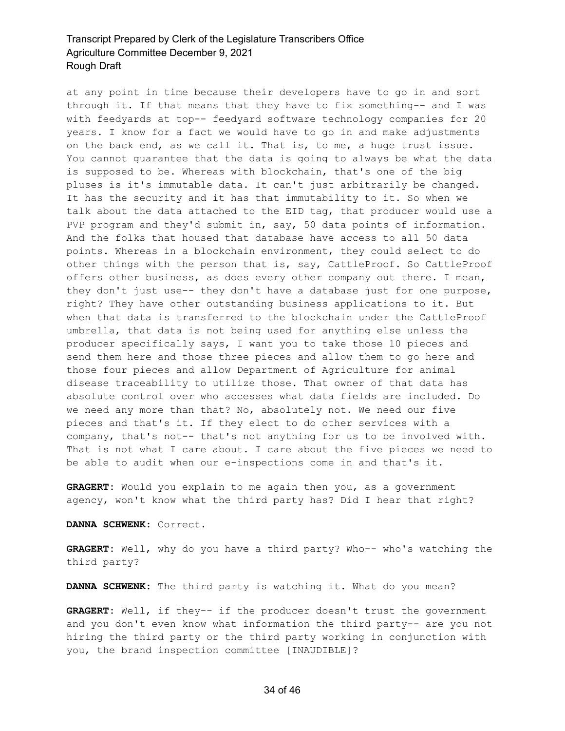at any point in time because their developers have to go in and sort through it. If that means that they have to fix something-- and I was with feedyards at top-- feedyard software technology companies for 20 years. I know for a fact we would have to go in and make adjustments on the back end, as we call it. That is, to me, a huge trust issue. You cannot guarantee that the data is going to always be what the data is supposed to be. Whereas with blockchain, that's one of the big pluses is it's immutable data. It can't just arbitrarily be changed. It has the security and it has that immutability to it. So when we talk about the data attached to the EID tag, that producer would use a PVP program and they'd submit in, say, 50 data points of information. And the folks that housed that database have access to all 50 data points. Whereas in a blockchain environment, they could select to do other things with the person that is, say, CattleProof. So CattleProof offers other business, as does every other company out there. I mean, they don't just use-- they don't have a database just for one purpose, right? They have other outstanding business applications to it. But when that data is transferred to the blockchain under the CattleProof umbrella, that data is not being used for anything else unless the producer specifically says, I want you to take those 10 pieces and send them here and those three pieces and allow them to go here and those four pieces and allow Department of Agriculture for animal disease traceability to utilize those. That owner of that data has absolute control over who accesses what data fields are included. Do we need any more than that? No, absolutely not. We need our five pieces and that's it. If they elect to do other services with a company, that's not-- that's not anything for us to be involved with. That is not what I care about. I care about the five pieces we need to be able to audit when our e-inspections come in and that's it.

**GRAGERT:** Would you explain to me again then you, as a government agency, won't know what the third party has? Did I hear that right?

**DANNA SCHWENK:** Correct.

**GRAGERT:** Well, why do you have a third party? Who-- who's watching the third party?

**DANNA SCHWENK:** The third party is watching it. What do you mean?

**GRAGERT:** Well, if they-- if the producer doesn't trust the government and you don't even know what information the third party-- are you not hiring the third party or the third party working in conjunction with you, the brand inspection committee [INAUDIBLE]?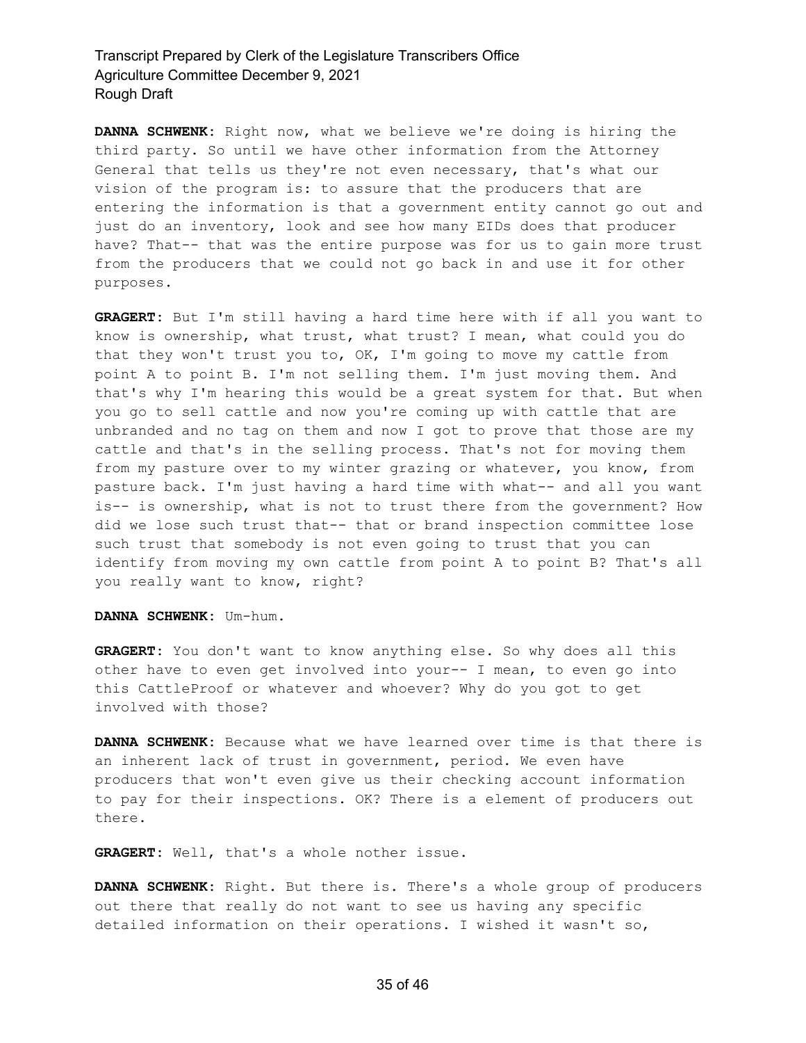**DANNA SCHWENK:** Right now, what we believe we're doing is hiring the third party. So until we have other information from the Attorney General that tells us they're not even necessary, that's what our vision of the program is: to assure that the producers that are entering the information is that a government entity cannot go out and just do an inventory, look and see how many EIDs does that producer have? That-- that was the entire purpose was for us to gain more trust from the producers that we could not go back in and use it for other purposes.

**GRAGERT:** But I'm still having a hard time here with if all you want to know is ownership, what trust, what trust? I mean, what could you do that they won't trust you to, OK, I'm going to move my cattle from point A to point B. I'm not selling them. I'm just moving them. And that's why I'm hearing this would be a great system for that. But when you go to sell cattle and now you're coming up with cattle that are unbranded and no tag on them and now I got to prove that those are my cattle and that's in the selling process. That's not for moving them from my pasture over to my winter grazing or whatever, you know, from pasture back. I'm just having a hard time with what-- and all you want is-- is ownership, what is not to trust there from the government? How did we lose such trust that-- that or brand inspection committee lose such trust that somebody is not even going to trust that you can identify from moving my own cattle from point A to point B? That's all you really want to know, right?

**DANNA SCHWENK:** Um-hum.

**GRAGERT:** You don't want to know anything else. So why does all this other have to even get involved into your-- I mean, to even go into this CattleProof or whatever and whoever? Why do you got to get involved with those?

**DANNA SCHWENK:** Because what we have learned over time is that there is an inherent lack of trust in government, period. We even have producers that won't even give us their checking account information to pay for their inspections. OK? There is a element of producers out there.

**GRAGERT:** Well, that's a whole nother issue.

**DANNA SCHWENK:** Right. But there is. There's a whole group of producers out there that really do not want to see us having any specific detailed information on their operations. I wished it wasn't so,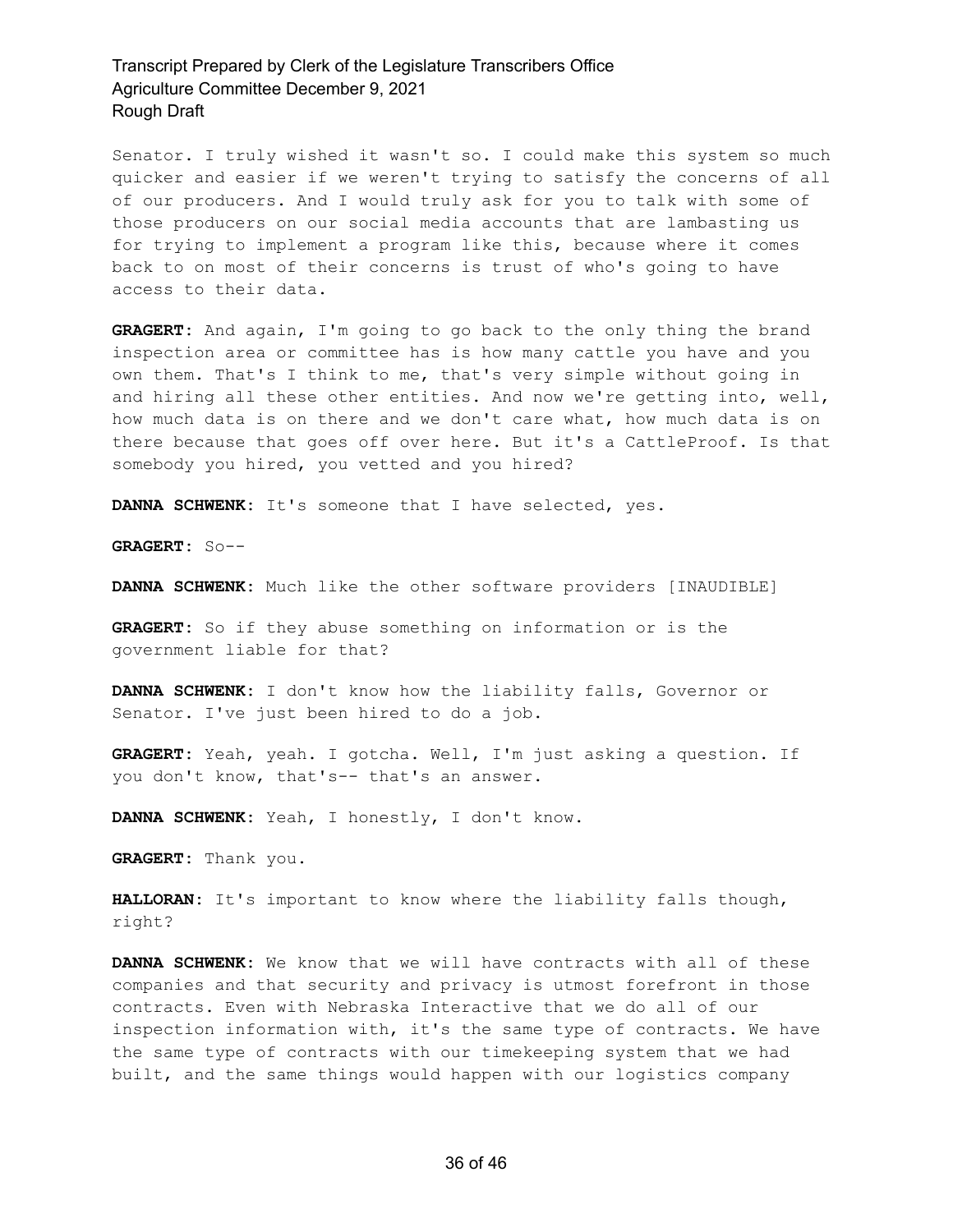Senator. I truly wished it wasn't so. I could make this system so much quicker and easier if we weren't trying to satisfy the concerns of all of our producers. And I would truly ask for you to talk with some of those producers on our social media accounts that are lambasting us for trying to implement a program like this, because where it comes back to on most of their concerns is trust of who's going to have access to their data.

**GRAGERT:** And again, I'm going to go back to the only thing the brand inspection area or committee has is how many cattle you have and you own them. That's I think to me, that's very simple without going in and hiring all these other entities. And now we're getting into, well, how much data is on there and we don't care what, how much data is on there because that goes off over here. But it's a CattleProof. Is that somebody you hired, you vetted and you hired?

**DANNA SCHWENK:** It's someone that I have selected, yes.

**GRAGERT:** So--

**DANNA SCHWENK:** Much like the other software providers [INAUDIBLE]

**GRAGERT:** So if they abuse something on information or is the government liable for that?

**DANNA SCHWENK:** I don't know how the liability falls, Governor or Senator. I've just been hired to do a job.

**GRAGERT:** Yeah, yeah. I gotcha. Well, I'm just asking a question. If you don't know, that's-- that's an answer.

**DANNA SCHWENK:** Yeah, I honestly, I don't know.

**GRAGERT:** Thank you.

**HALLORAN:** It's important to know where the liability falls though, right?

**DANNA SCHWENK:** We know that we will have contracts with all of these companies and that security and privacy is utmost forefront in those contracts. Even with Nebraska Interactive that we do all of our inspection information with, it's the same type of contracts. We have the same type of contracts with our timekeeping system that we had built, and the same things would happen with our logistics company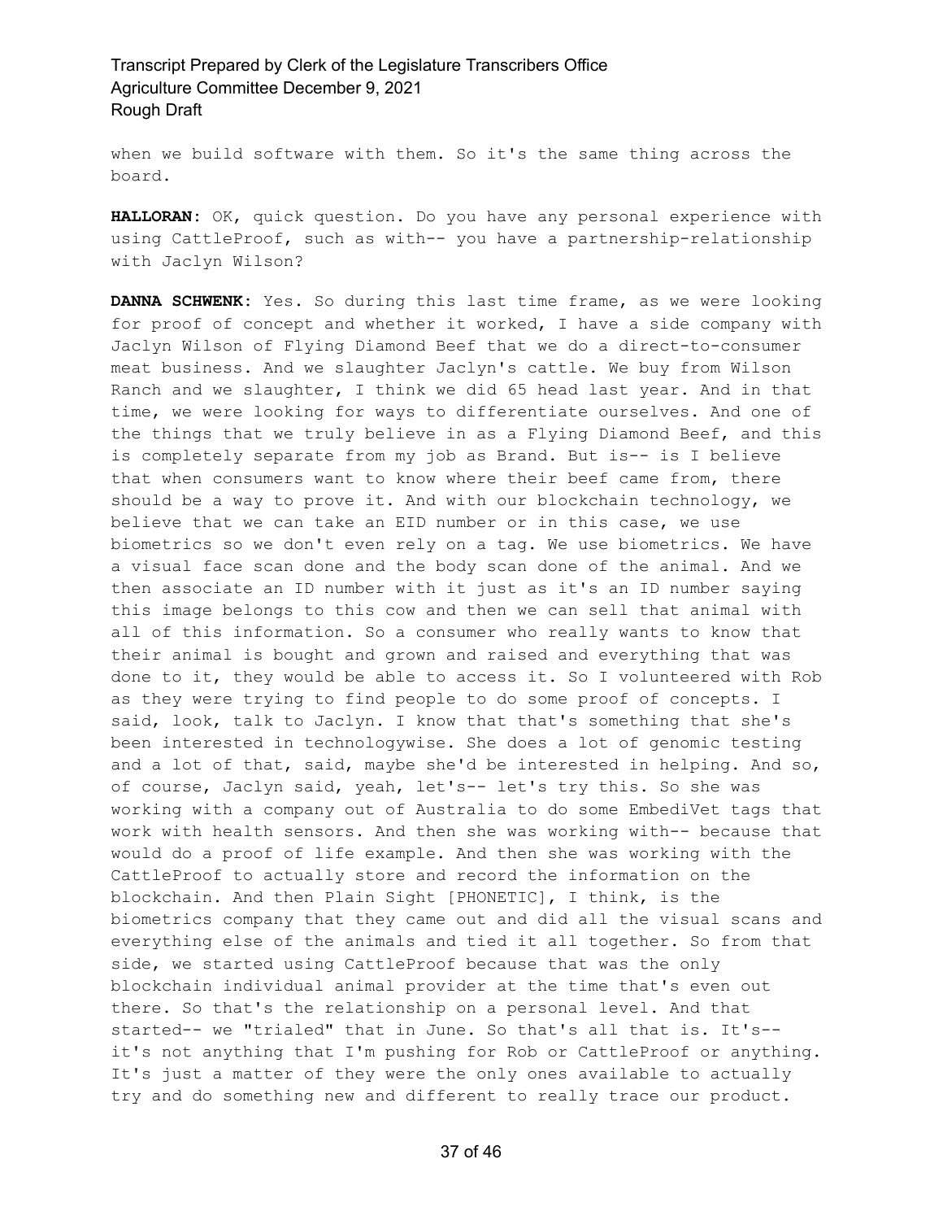when we build software with them. So it's the same thing across the board.

**HALLORAN:** OK, quick question. Do you have any personal experience with using CattleProof, such as with-- you have a partnership-relationship with Jaclyn Wilson?

**DANNA SCHWENK:** Yes. So during this last time frame, as we were looking for proof of concept and whether it worked, I have a side company with Jaclyn Wilson of Flying Diamond Beef that we do a direct-to-consumer meat business. And we slaughter Jaclyn's cattle. We buy from Wilson Ranch and we slaughter, I think we did 65 head last year. And in that time, we were looking for ways to differentiate ourselves. And one of the things that we truly believe in as a Flying Diamond Beef, and this is completely separate from my job as Brand. But is-- is I believe that when consumers want to know where their beef came from, there should be a way to prove it. And with our blockchain technology, we believe that we can take an EID number or in this case, we use biometrics so we don't even rely on a tag. We use biometrics. We have a visual face scan done and the body scan done of the animal. And we then associate an ID number with it just as it's an ID number saying this image belongs to this cow and then we can sell that animal with all of this information. So a consumer who really wants to know that their animal is bought and grown and raised and everything that was done to it, they would be able to access it. So I volunteered with Rob as they were trying to find people to do some proof of concepts. I said, look, talk to Jaclyn. I know that that's something that she's been interested in technologywise. She does a lot of genomic testing and a lot of that, said, maybe she'd be interested in helping. And so, of course, Jaclyn said, yeah, let's-- let's try this. So she was working with a company out of Australia to do some EmbediVet tags that work with health sensors. And then she was working with-- because that would do a proof of life example. And then she was working with the CattleProof to actually store and record the information on the blockchain. And then Plain Sight [PHONETIC], I think, is the biometrics company that they came out and did all the visual scans and everything else of the animals and tied it all together. So from that side, we started using CattleProof because that was the only blockchain individual animal provider at the time that's even out there. So that's the relationship on a personal level. And that started-- we "trialed" that in June. So that's all that is. It's-- it's not anything that I'm pushing for Rob or CattleProof or anything. It's just a matter of they were the only ones available to actually try and do something new and different to really trace our product.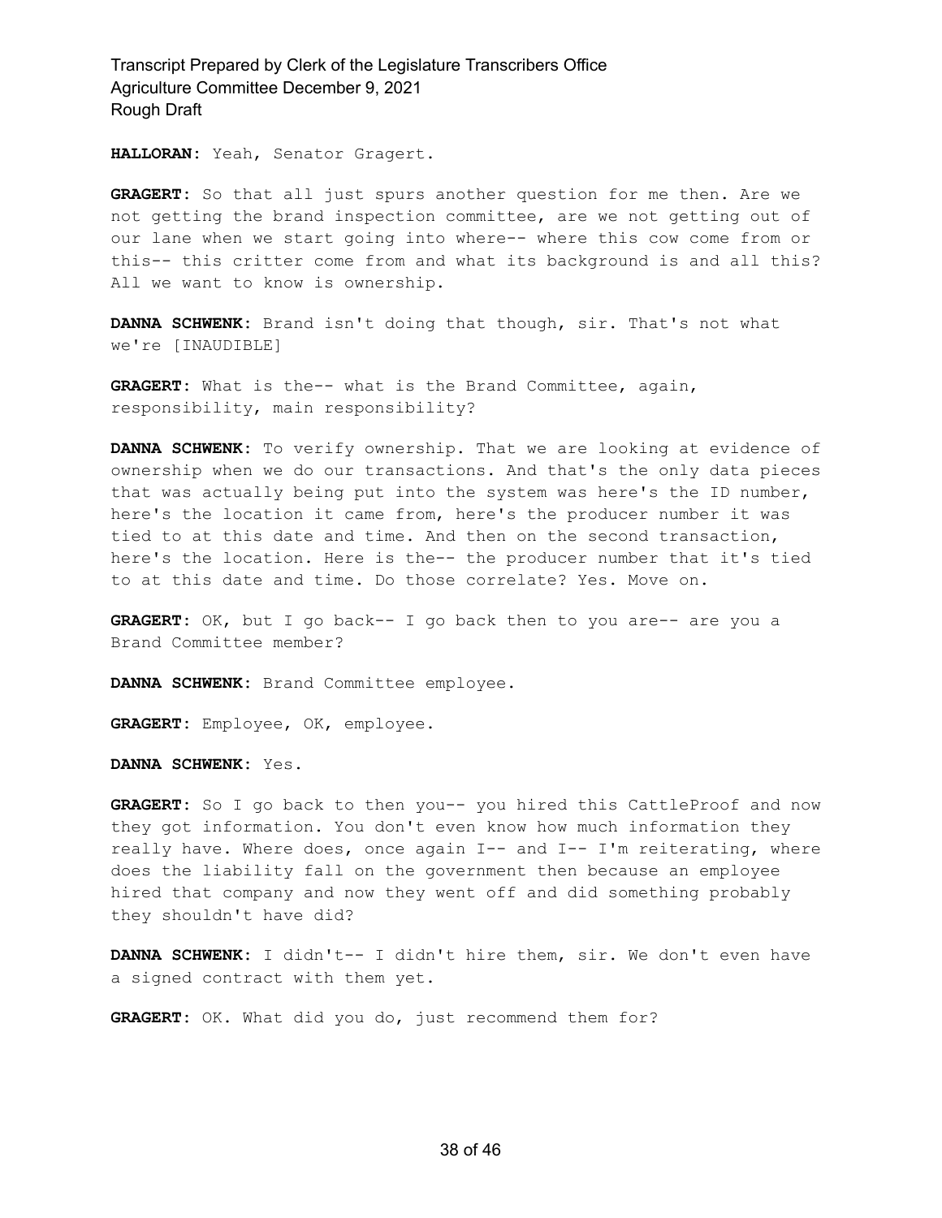**HALLORAN:** Yeah, Senator Gragert.

**GRAGERT:** So that all just spurs another question for me then. Are we not getting the brand inspection committee, are we not getting out of our lane when we start going into where-- where this cow come from or this-- this critter come from and what its background is and all this? All we want to know is ownership.

**DANNA SCHWENK:** Brand isn't doing that though, sir. That's not what we're [INAUDIBLE]

**GRAGERT:** What is the-- what is the Brand Committee, again, responsibility, main responsibility?

**DANNA SCHWENK:** To verify ownership. That we are looking at evidence of ownership when we do our transactions. And that's the only data pieces that was actually being put into the system was here's the ID number, here's the location it came from, here's the producer number it was tied to at this date and time. And then on the second transaction, here's the location. Here is the-- the producer number that it's tied to at this date and time. Do those correlate? Yes. Move on.

**GRAGERT:** OK, but I go back-- I go back then to you are-- are you a Brand Committee member?

**DANNA SCHWENK:** Brand Committee employee.

**GRAGERT:** Employee, OK, employee.

**DANNA SCHWENK:** Yes.

**GRAGERT:** So I go back to then you-- you hired this CattleProof and now they got information. You don't even know how much information they really have. Where does, once again I-- and I-- I'm reiterating, where does the liability fall on the government then because an employee hired that company and now they went off and did something probably they shouldn't have did?

**DANNA SCHWENK:** I didn't-- I didn't hire them, sir. We don't even have a signed contract with them yet.

**GRAGERT:** OK. What did you do, just recommend them for?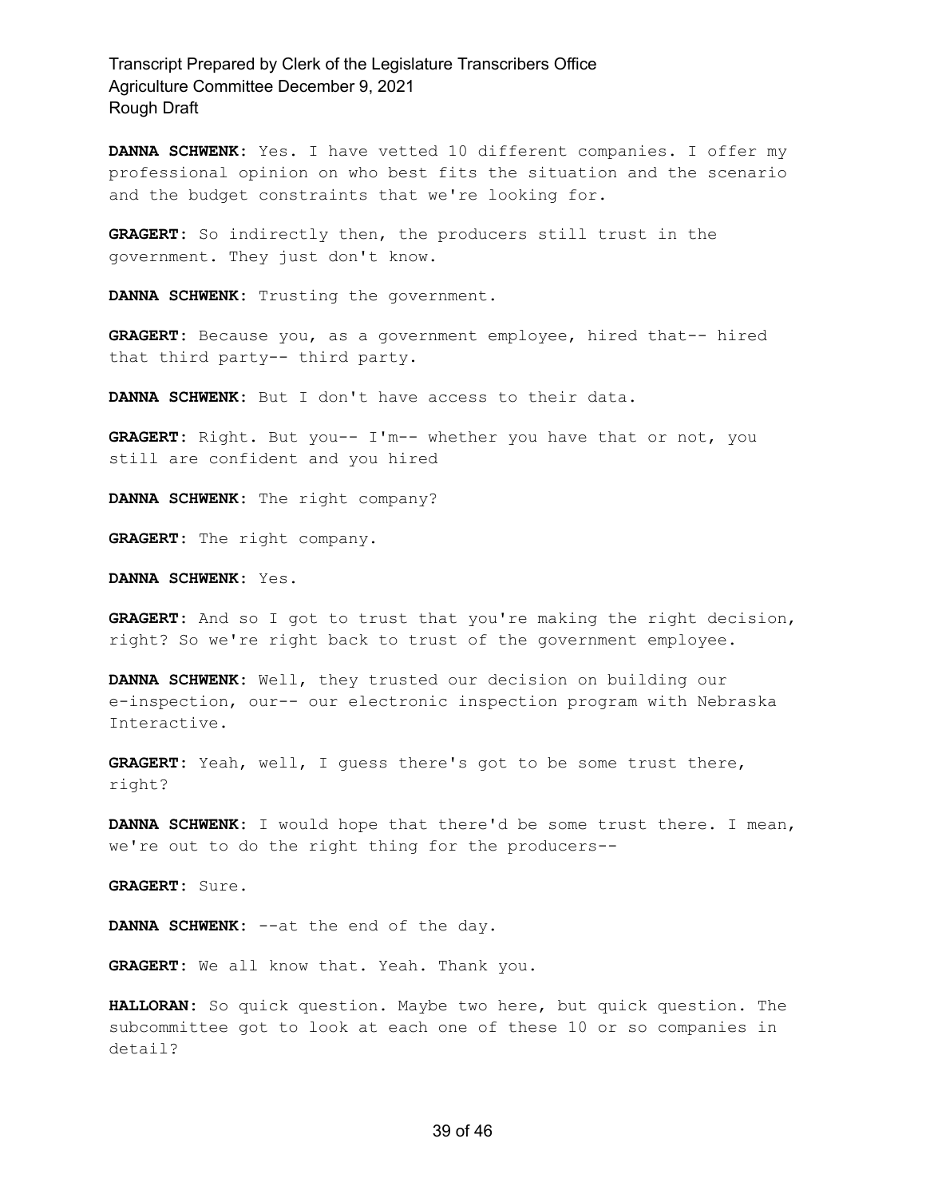**DANNA SCHWENK:** Yes. I have vetted 10 different companies. I offer my professional opinion on who best fits the situation and the scenario and the budget constraints that we're looking for.

**GRAGERT:** So indirectly then, the producers still trust in the government. They just don't know.

**DANNA SCHWENK:** Trusting the government.

**GRAGERT:** Because you, as a government employee, hired that-- hired that third party-- third party.

**DANNA SCHWENK:** But I don't have access to their data.

**GRAGERT:** Right. But you-- I'm-- whether you have that or not, you still are confident and you hired

**DANNA SCHWENK:** The right company?

**GRAGERT:** The right company.

**DANNA SCHWENK:** Yes.

**GRAGERT:** And so I got to trust that you're making the right decision, right? So we're right back to trust of the government employee.

**DANNA SCHWENK:** Well, they trusted our decision on building our e-inspection, our-- our electronic inspection program with Nebraska Interactive.

**GRAGERT:** Yeah, well, I guess there's got to be some trust there, right?

**DANNA SCHWENK:** I would hope that there'd be some trust there. I mean, we're out to do the right thing for the producers--

**GRAGERT:** Sure.

**DANNA SCHWENK:** --at the end of the day.

**GRAGERT:** We all know that. Yeah. Thank you.

**HALLORAN:** So quick question. Maybe two here, but quick question. The subcommittee got to look at each one of these 10 or so companies in detail?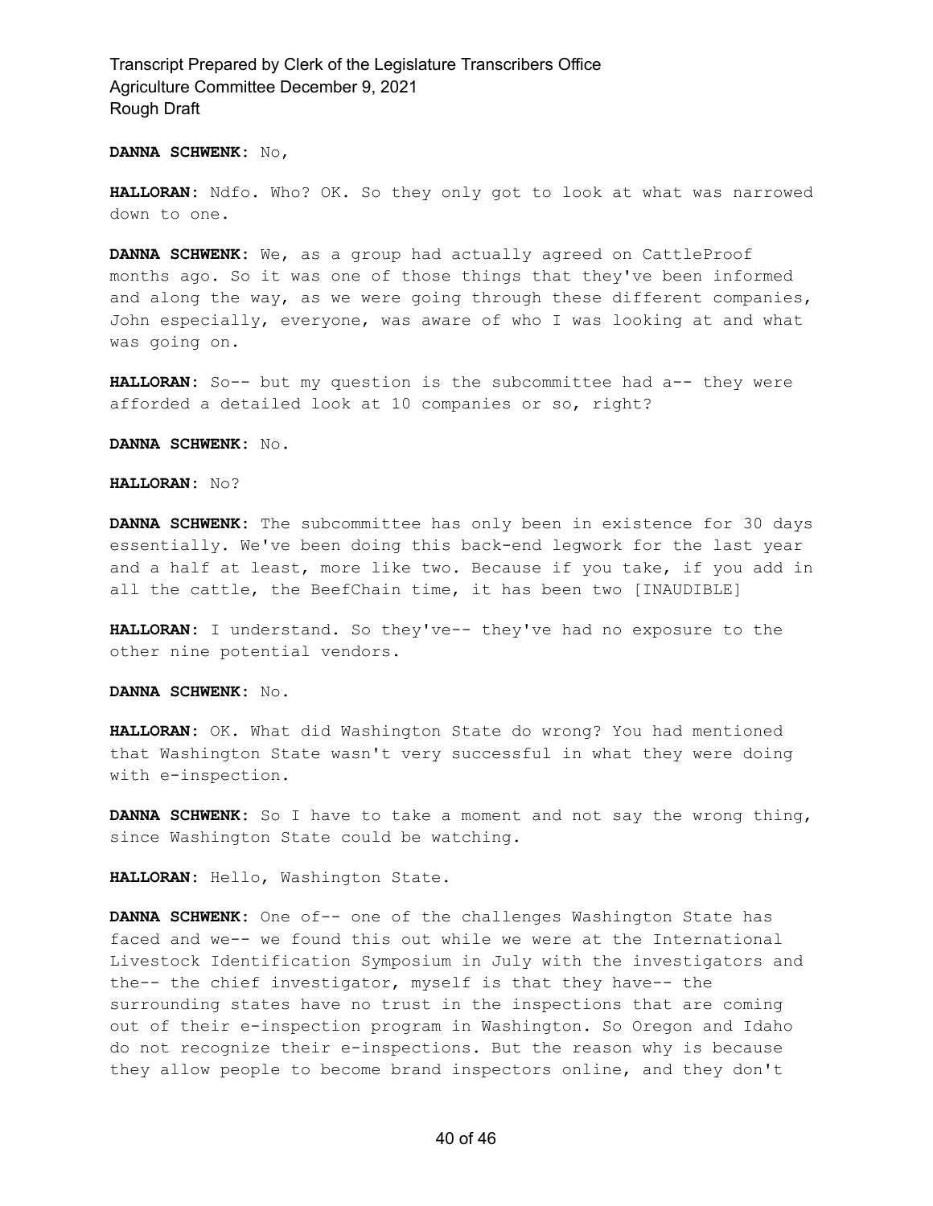**DANNA SCHWENK:** No,

**HALLORAN:** Ndfo. Who? OK. So they only got to look at what was narrowed down to one.

**DANNA SCHWENK:** We, as a group had actually agreed on CattleProof months ago. So it was one of those things that they've been informed and along the way, as we were going through these different companies, John especially, everyone, was aware of who I was looking at and what was going on.

**HALLORAN:** So-- but my question is the subcommittee had a-- they were afforded a detailed look at 10 companies or so, right?

**DANNA SCHWENK:** No.

**HALLORAN:** No?

**DANNA SCHWENK:** The subcommittee has only been in existence for 30 days essentially. We've been doing this back-end legwork for the last year and a half at least, more like two. Because if you take, if you add in all the cattle, the BeefChain time, it has been two [INAUDIBLE]

**HALLORAN:** I understand. So they've-- they've had no exposure to the other nine potential vendors.

**DANNA SCHWENK:** No.

**HALLORAN:** OK. What did Washington State do wrong? You had mentioned that Washington State wasn't very successful in what they were doing with e-inspection.

**DANNA SCHWENK:** So I have to take a moment and not say the wrong thing, since Washington State could be watching.

**HALLORAN:** Hello, Washington State.

**DANNA SCHWENK:** One of-- one of the challenges Washington State has faced and we-- we found this out while we were at the International Livestock Identification Symposium in July with the investigators and the-- the chief investigator, myself is that they have-- the surrounding states have no trust in the inspections that are coming out of their e-inspection program in Washington. So Oregon and Idaho do not recognize their e-inspections. But the reason why is because they allow people to become brand inspectors online, and they don't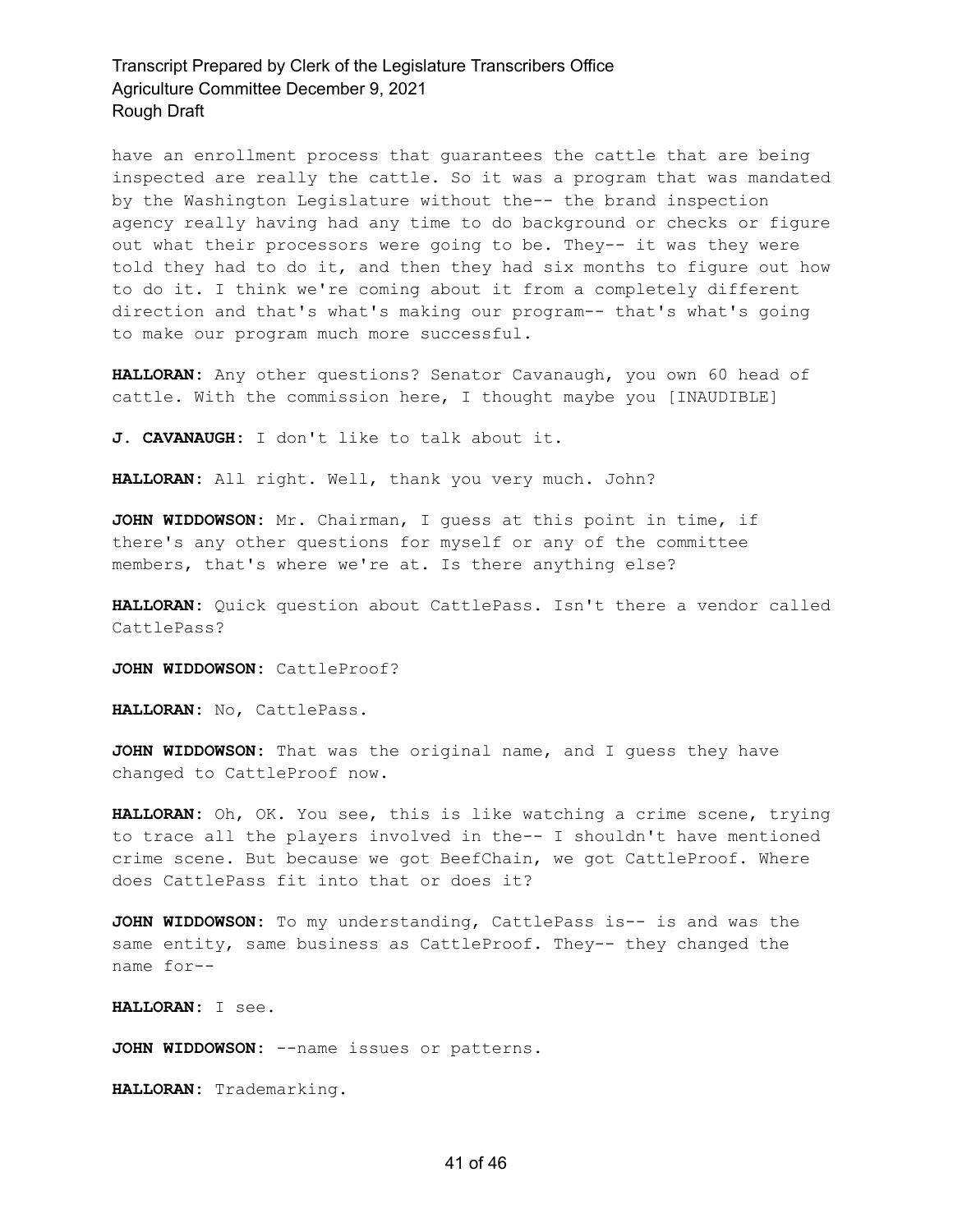have an enrollment process that guarantees the cattle that are being inspected are really the cattle. So it was a program that was mandated by the Washington Legislature without the-- the brand inspection agency really having had any time to do background or checks or figure out what their processors were going to be. They-- it was they were told they had to do it, and then they had six months to figure out how to do it. I think we're coming about it from a completely different direction and that's what's making our program-- that's what's going to make our program much more successful.

**HALLORAN:** Any other questions? Senator Cavanaugh, you own 60 head of cattle. With the commission here, I thought maybe you [INAUDIBLE]

**J. CAVANAUGH:** I don't like to talk about it.

**HALLORAN:** All right. Well, thank you very much. John?

**JOHN WIDDOWSON:** Mr. Chairman, I guess at this point in time, if there's any other questions for myself or any of the committee members, that's where we're at. Is there anything else?

**HALLORAN:** Quick question about CattlePass. Isn't there a vendor called CattlePass?

**JOHN WIDDOWSON:** CattleProof?

**HALLORAN:** No, CattlePass.

**JOHN WIDDOWSON:** That was the original name, and I guess they have changed to CattleProof now.

**HALLORAN:** Oh, OK. You see, this is like watching a crime scene, trying to trace all the players involved in the-- I shouldn't have mentioned crime scene. But because we got BeefChain, we got CattleProof. Where does CattlePass fit into that or does it?

**JOHN WIDDOWSON:** To my understanding, CattlePass is-- is and was the same entity, same business as CattleProof. They-- they changed the name for--

**HALLORAN:** I see.

**JOHN WIDDOWSON:** --name issues or patterns.

**HALLORAN:** Trademarking.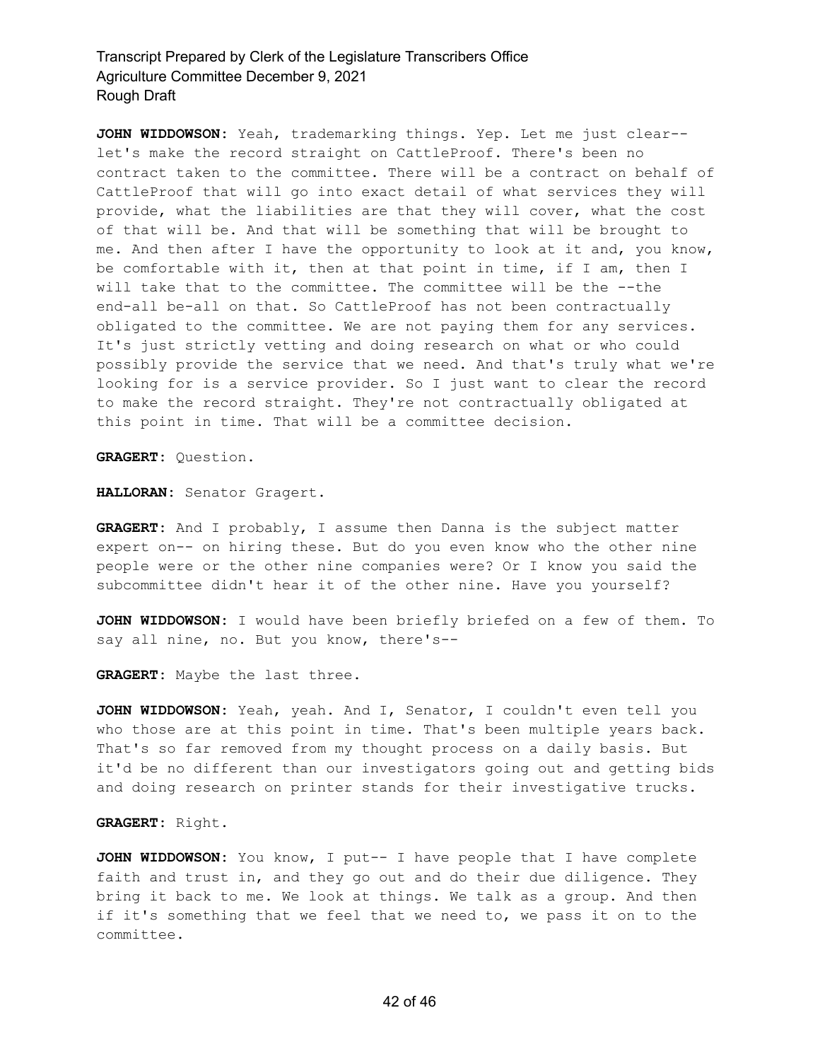**JOHN WIDDOWSON:** Yeah, trademarking things. Yep. Let me just clear-- let's make the record straight on CattleProof. There's been no contract taken to the committee. There will be a contract on behalf of CattleProof that will go into exact detail of what services they will provide, what the liabilities are that they will cover, what the cost of that will be. And that will be something that will be brought to me. And then after I have the opportunity to look at it and, you know, be comfortable with it, then at that point in time, if I am, then I will take that to the committee. The committee will be the --the end-all be-all on that. So CattleProof has not been contractually obligated to the committee. We are not paying them for any services. It's just strictly vetting and doing research on what or who could possibly provide the service that we need. And that's truly what we're looking for is a service provider. So I just want to clear the record to make the record straight. They're not contractually obligated at this point in time. That will be a committee decision.

**GRAGERT:** Question.

**HALLORAN:** Senator Gragert.

**GRAGERT:** And I probably, I assume then Danna is the subject matter expert on-- on hiring these. But do you even know who the other nine people were or the other nine companies were? Or I know you said the subcommittee didn't hear it of the other nine. Have you yourself?

**JOHN WIDDOWSON:** I would have been briefly briefed on a few of them. To say all nine, no. But you know, there's--

**GRAGERT:** Maybe the last three.

**JOHN WIDDOWSON:** Yeah, yeah. And I, Senator, I couldn't even tell you who those are at this point in time. That's been multiple years back. That's so far removed from my thought process on a daily basis. But it'd be no different than our investigators going out and getting bids and doing research on printer stands for their investigative trucks.

**GRAGERT:** Right.

**JOHN WIDDOWSON:** You know, I put-- I have people that I have complete faith and trust in, and they go out and do their due diligence. They bring it back to me. We look at things. We talk as a group. And then if it's something that we feel that we need to, we pass it on to the committee.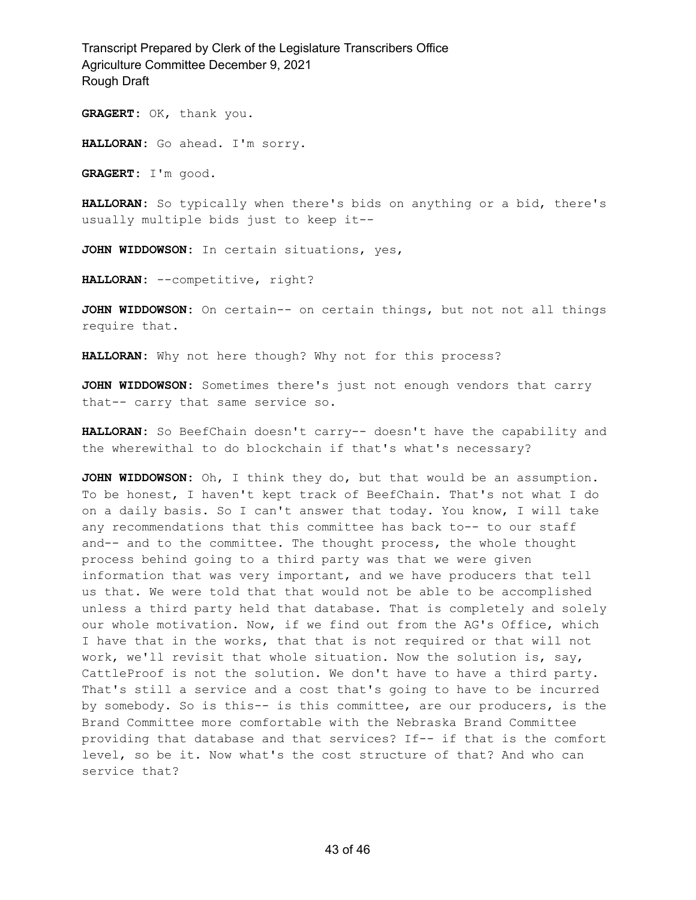**GRAGERT:** OK, thank you.

**HALLORAN:** Go ahead. I'm sorry.

**GRAGERT:** I'm good.

**HALLORAN:** So typically when there's bids on anything or a bid, there's usually multiple bids just to keep it--

**JOHN WIDDOWSON:** In certain situations, yes,

**HALLORAN:** --competitive, right?

**JOHN WIDDOWSON:** On certain-- on certain things, but not not all things require that.

**HALLORAN:** Why not here though? Why not for this process?

**JOHN WIDDOWSON:** Sometimes there's just not enough vendors that carry that-- carry that same service so.

**HALLORAN:** So BeefChain doesn't carry-- doesn't have the capability and the wherewithal to do blockchain if that's what's necessary?

**JOHN WIDDOWSON:** Oh, I think they do, but that would be an assumption. To be honest, I haven't kept track of BeefChain. That's not what I do on a daily basis. So I can't answer that today. You know, I will take any recommendations that this committee has back to-- to our staff and-- and to the committee. The thought process, the whole thought process behind going to a third party was that we were given information that was very important, and we have producers that tell us that. We were told that that would not be able to be accomplished unless a third party held that database. That is completely and solely our whole motivation. Now, if we find out from the AG's Office, which I have that in the works, that that is not required or that will not work, we'll revisit that whole situation. Now the solution is, say, CattleProof is not the solution. We don't have to have a third party. That's still a service and a cost that's going to have to be incurred by somebody. So is this-- is this committee, are our producers, is the Brand Committee more comfortable with the Nebraska Brand Committee providing that database and that services? If-- if that is the comfort level, so be it. Now what's the cost structure of that? And who can service that?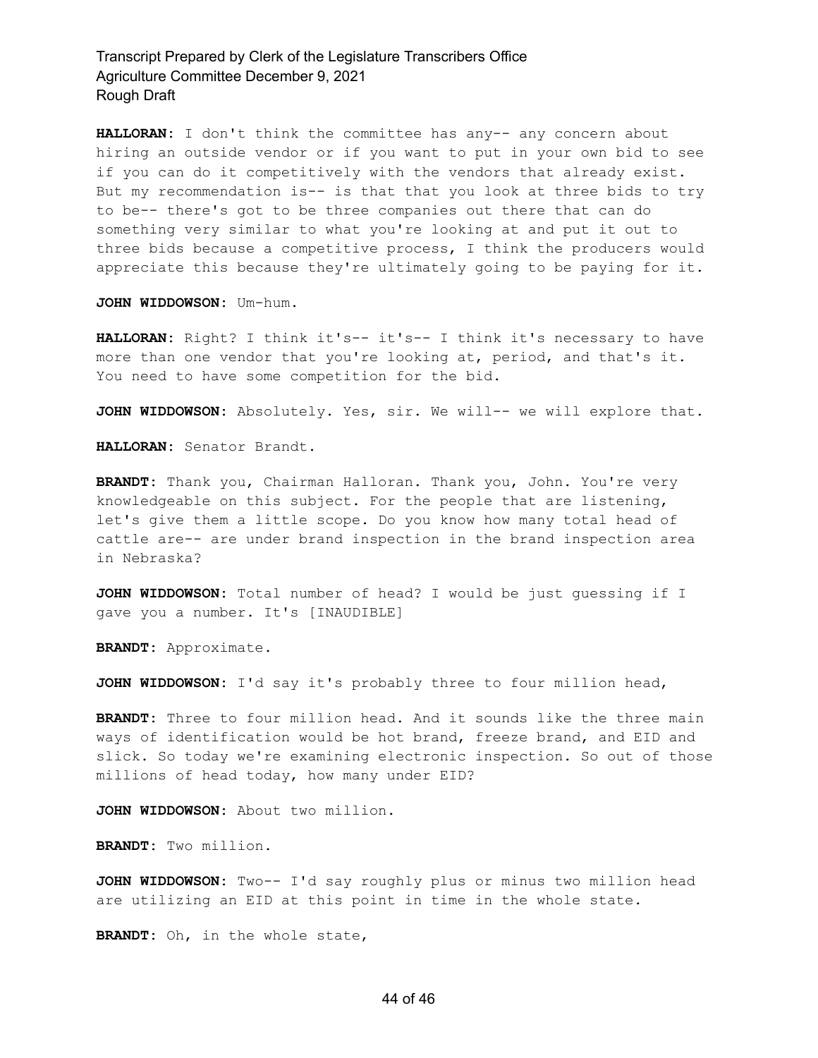**HALLORAN:** I don't think the committee has any-- any concern about hiring an outside vendor or if you want to put in your own bid to see if you can do it competitively with the vendors that already exist. But my recommendation is-- is that that you look at three bids to try to be-- there's got to be three companies out there that can do something very similar to what you're looking at and put it out to three bids because a competitive process, I think the producers would appreciate this because they're ultimately going to be paying for it.

**JOHN WIDDOWSON:** Um-hum.

**HALLORAN:** Right? I think it's-- it's-- I think it's necessary to have more than one vendor that you're looking at, period, and that's it. You need to have some competition for the bid.

**JOHN WIDDOWSON:** Absolutely. Yes, sir. We will-- we will explore that.

**HALLORAN:** Senator Brandt.

**BRANDT:** Thank you, Chairman Halloran. Thank you, John. You're very knowledgeable on this subject. For the people that are listening, let's give them a little scope. Do you know how many total head of cattle are-- are under brand inspection in the brand inspection area in Nebraska?

**JOHN WIDDOWSON:** Total number of head? I would be just guessing if I gave you a number. It's [INAUDIBLE]

**BRANDT:** Approximate.

**JOHN WIDDOWSON:** I'd say it's probably three to four million head,

**BRANDT:** Three to four million head. And it sounds like the three main ways of identification would be hot brand, freeze brand, and EID and slick. So today we're examining electronic inspection. So out of those millions of head today, how many under EID?

**JOHN WIDDOWSON:** About two million.

**BRANDT:** Two million.

**JOHN WIDDOWSON:** Two-- I'd say roughly plus or minus two million head are utilizing an EID at this point in time in the whole state.

**BRANDT:** Oh, in the whole state,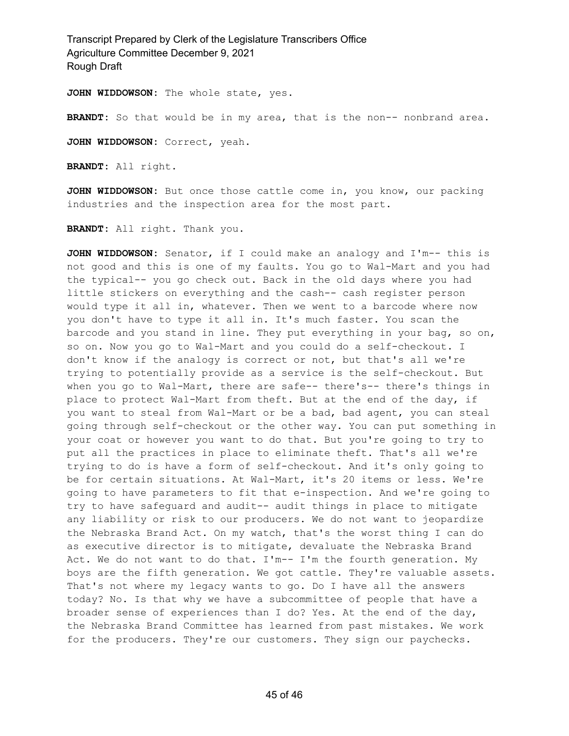**JOHN WIDDOWSON:** The whole state, yes.

**BRANDT:** So that would be in my area, that is the non-- nonbrand area.

**JOHN WIDDOWSON:** Correct, yeah.

**BRANDT:** All right.

**JOHN WIDDOWSON:** But once those cattle come in, you know, our packing industries and the inspection area for the most part.

**BRANDT:** All right. Thank you.

**JOHN WIDDOWSON:** Senator, if I could make an analogy and I'm-- this is not good and this is one of my faults. You go to Wal-Mart and you had the typical-- you go check out. Back in the old days where you had little stickers on everything and the cash-- cash register person would type it all in, whatever. Then we went to a barcode where now you don't have to type it all in. It's much faster. You scan the barcode and you stand in line. They put everything in your bag, so on, so on. Now you go to Wal-Mart and you could do a self-checkout. I don't know if the analogy is correct or not, but that's all we're trying to potentially provide as a service is the self-checkout. But when you go to Wal-Mart, there are safe-- there's-- there's things in place to protect Wal-Mart from theft. But at the end of the day, if you want to steal from Wal-Mart or be a bad, bad agent, you can steal going through self-checkout or the other way. You can put something in your coat or however you want to do that. But you're going to try to put all the practices in place to eliminate theft. That's all we're trying to do is have a form of self-checkout. And it's only going to be for certain situations. At Wal-Mart, it's 20 items or less. We're going to have parameters to fit that e-inspection. And we're going to try to have safeguard and audit-- audit things in place to mitigate any liability or risk to our producers. We do not want to jeopardize the Nebraska Brand Act. On my watch, that's the worst thing I can do as executive director is to mitigate, devaluate the Nebraska Brand Act. We do not want to do that. I'm-- I'm the fourth generation. My boys are the fifth generation. We got cattle. They're valuable assets. That's not where my legacy wants to go. Do I have all the answers today? No. Is that why we have a subcommittee of people that have a broader sense of experiences than I do? Yes. At the end of the day, the Nebraska Brand Committee has learned from past mistakes. We work for the producers. They're our customers. They sign our paychecks.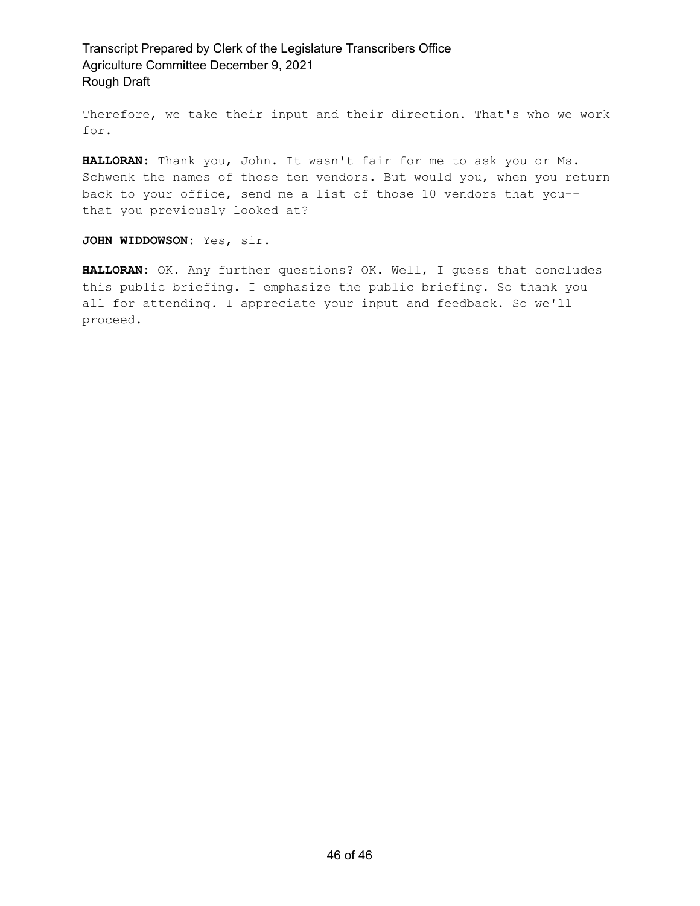Therefore, we take their input and their direction. That's who we work for.

**HALLORAN:** Thank you, John. It wasn't fair for me to ask you or Ms. Schwenk the names of those ten vendors. But would you, when you return back to your office, send me a list of those 10 vendors that you-- that you previously looked at?

**JOHN WIDDOWSON:** Yes, sir.

**HALLORAN:** OK. Any further questions? OK. Well, I guess that concludes this public briefing. I emphasize the public briefing. So thank you all for attending. I appreciate your input and feedback. So we'll proceed.